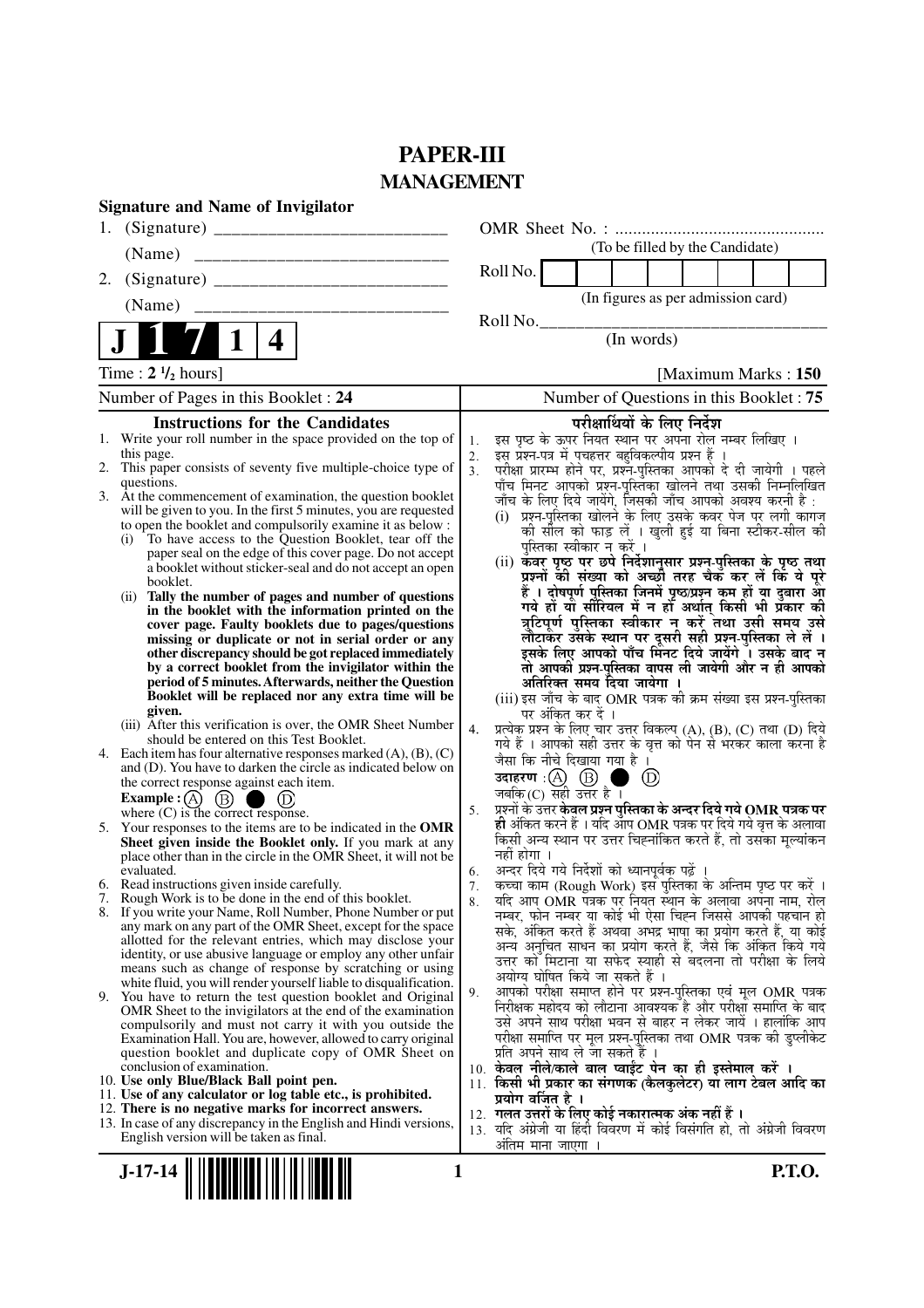# PAPER-III

## MANAGEMENT

**Signature and Name of Invigilator**

1. (Signature) __________________________

   (Name) __________________________

2. (Signature) __________________________

   (Name) __________________________

OMR Sheet No. : ...............................................

(To be filled by the Candidate)

Roll No.

(In figures as per admission card)

Roll No.________________________________

(In words)

**J 1 7 1 4**

Time : **2 ½ hours**] [Maximum Marks : **150**

Number of Pages in this Booklet : 24

Number of Questions in this Booklet : 75

### Instructions for the Candidates

1. Write your roll number in the space provided on the top of this page.
2. This paper consists of seventy five multiple-choice type of questions.
3. At the commencement of examination, the question booklet will be given to you. In the first 5 minutes, you are requested to open the booklet and compulsorily examine it as below :
   (i) To have access to the Question Booklet, tear off the paper seal on the edge of this cover page. Do not accept a booklet without sticker-seal and do not accept an open booklet.
   (ii) **Tally the number of pages and number of questions in the booklet with the information printed on the cover page. Faulty booklets due to pages/questions missing or duplicate or not in serial order or any other discrepancy should be got replaced immediately by a correct booklet from the invigilator within the period of 5 minutes. Afterwards, neither the Question Booklet will be replaced nor any extra time will be given.**
   (iii) After this verification is over, the OMR Sheet Number should be entered on this Test Booklet.
4. Each item has four alternative responses marked (A), (B), (C) and (D). You have to darken the circle as indicated below on the correct response against each item.
   **Example :** (A) (B) ● (D)
   where (C) is the correct response.
5. Your responses to the items are to be indicated in the **OMR Sheet given inside the Booklet only.** If you mark at any place other than in the circle in the OMR Sheet, it will not be evaluated.
6. Read instructions given inside carefully.
7. Rough Work is to be done in the end of this booklet.
8. If you write your Name, Roll Number, Phone Number or put any mark on any part of the OMR Sheet, except for the space allotted for the relevant entries, which may disclose your identity, or use abusive language or employ any other unfair means such as change of response by scratching or using white fluid, you will render yourself liable to disqualification.
9. You have to return the test question booklet and Original OMR Sheet to the invigilators at the end of the examination compulsorily and must not carry it with you outside the Examination Hall. You are, however, allowed to carry original question booklet and duplicate copy of OMR Sheet on conclusion of examination.
10. **Use only Blue/Black Ball point pen.**
11. **Use of any calculator or log table etc., is prohibited.**
12. **There is no negative marks for incorrect answers.**
13. In case of any discrepancy in the English and Hindi versions, English version will be taken as final.

### परीक्षार्थियों के लिए निर्देश

1. इस पृष्ठ के ऊपर नियत स्थान पर अपना रोल नम्बर लिखिए ।
2. इस प्रश्न-पत्र में पचहत्तर बहुविकल्पीय प्रश्न हैं ।
3. परीक्षा प्रारम्भ होने पर, प्रश्न-पुस्तिका आपको दे दी जायेगी । पहले पाँच मिनट आपको प्रश्न-पुस्तिका खोलने तथा उसकी निम्नलिखित जाँच के लिए दिये जायेंगे, जिसकी जाँच आपको अवश्य करनी है :
   (i) प्रश्न-पुस्तिका खोलने के लिए उसके कवर पेज पर लगी कागज की सील को फाड़ लें । खुली हुई या बिना स्टीकर-सील की पुस्तिका स्वीकार न करें ।
   (ii) **कवर पृष्ठ पर छपे निर्देशानुसार प्रश्न-पुस्तिका के पृष्ठ तथा प्रश्नों की संख्या को अच्छी तरह चैक कर लें कि ये पूरे हैं । दोषपूर्ण पुस्तिका जिनमें पृष्ठ/प्रश्न कम हों या दुबारा आ गये हों या सीरियल में न हों अर्थात् किसी भी प्रकार की त्रुटिपूर्ण पुस्तिका स्वीकार न करें तथा उसी समय उसे लौटाकर उसके स्थान पर दूसरी सही प्रश्न-पुस्तिका ले लें । इसके लिए आपको पाँच मिनट दिये जायेंगे । उसके बाद न तो आपकी प्रश्न-पुस्तिका वापस ली जायेगी और न ही आपको अतिरिक्त समय दिया जायेगा ।**
   (iii) इस जाँच के बाद OMR पत्रक की क्रम संख्या इस प्रश्न-पुस्तिका पर अंकित कर दें ।
4. प्रत्येक प्रश्न के लिए चार उत्तर विकल्प (A), (B), (C) तथा (D) दिये गये हैं । आपको सही उत्तर के वृत्त को पेन से भरकर काला करना है जैसा कि नीचे दिखाया गया है ।
   **उदाहरण :** (A) (B) ● (D)
   जबकि (C) सही उत्तर है ।
5. प्रश्नों के उत्तर **केवल प्रश्न पुस्तिका के अन्दर दिये गये OMR पत्रक पर ही** अंकित करने हैं । यदि आप OMR पत्रक पर दिये गये वृत्त के अलावा किसी अन्य स्थान पर उत्तर चिह्नांकित करते हैं, तो उसका मूल्यांकन नहीं होगा ।
6. अन्दर दिये गये निर्देशों को ध्यानपूर्वक पढ़ें ।
7. कच्चा काम (Rough Work) इस पुस्तिका के अन्तिम पृष्ठ पर करें ।
8. यदि आप OMR पत्रक पर नियत स्थान के अलावा अपना नाम, रोल नम्बर, फोन नम्बर या कोई भी ऐसा चिह्न जिससे आपकी पहचान हो सके, अंकित करते हैं अथवा अभद्र भाषा का प्रयोग करते हैं, या कोई अन्य अनुचित साधन का प्रयोग करते हैं, जैसे कि अंकित किये गये उत्तर को मिटाना या सफेद स्याही से बदलना तो परीक्षा के लिये अयोग्य घोषित किये जा सकते हैं ।
9. आपको परीक्षा समाप्त होने पर प्रश्न-पुस्तिका एवं मूल OMR पत्रक निरीक्षक महोदय को लौटाना आवश्यक है और परीक्षा समाप्ति के बाद उसे अपने साथ परीक्षा भवन से बाहर न लेकर जायें । हालांकि आप परीक्षा समाप्ति पर मूल प्रश्न-पुस्तिका तथा OMR पत्रक की डुप्लीकेट प्रति अपने साथ ले जा सकते हैं ।
10. **केवल नीले/काले बाल प्वाईंट पेन का ही इस्तेमाल करें ।**
11. **किसी भी प्रकार का संगणक (कैलकुलेटर) या लाग टेबल आदि का प्रयोग वर्जित है ।**
12. **गलत उत्तरों के लिए कोई नकारात्मक अंक नहीं हैं ।**
13. यदि अंग्रेजी या हिंदी विवरण में कोई विसंगति हो, तो अंग्रेजी विवरण अंतिम माना जाएगा ।

J-17-14 P.T.O.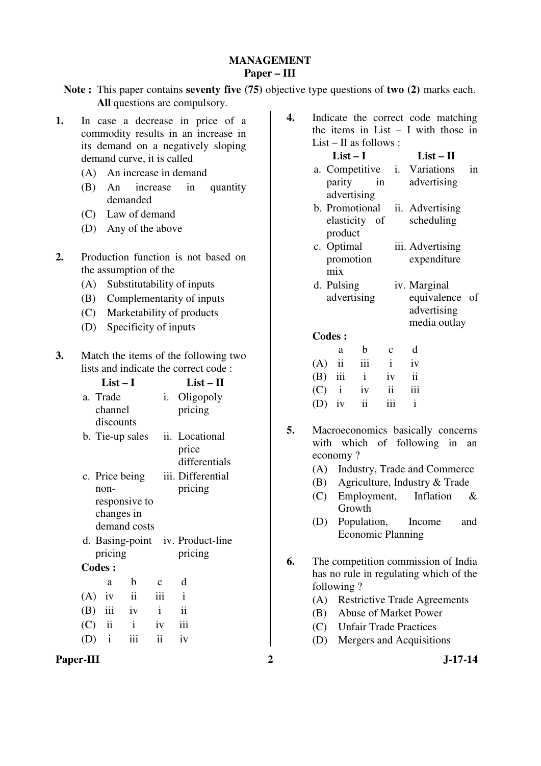# MANAGEMENT
## Paper – III

**Note :** This paper contains **seventy five (75)** objective type questions of **two (2)** marks each. **All** questions are compulsory.

**1.** In case a decrease in price of a commodity results in an increase in its demand on a negatively sloping demand curve, it is called

(A) An increase in demand

(B) An increase in quantity demanded

(C) Law of demand

(D) Any of the above

**2.** Production function is not based on the assumption of the

(A) Substitutability of inputs

(B) Complementarity of inputs

(C) Marketability of products

(D) Specificity of inputs

**3.** Match the items of the following two lists and indicate the correct code :

| List – I | List – II |
|---|---|
| a. Trade channel discounts | i. Oligopoly pricing |
| b. Tie-up sales | ii. Locational price differentials |
| c. Price being non-responsive to changes in demand costs | iii. Differential pricing |
| d. Basing-point pricing | iv. Product-line pricing |

**Codes :**

| | a | b | c | d |
|---|---|---|---|---|
| (A) | iv | ii | iii | i |
| (B) | iii | iv | i | ii |
| (C) | ii | i | iv | iii |
| (D) | i | iii | ii | iv |

**4.** Indicate the correct code matching the items in List – I with those in List – II as follows :

| List – I | List – II |
|---|---|
| a. Competitive parity in advertising | i. Variations in advertising |
| b. Promotional elasticity of product | ii. Advertising scheduling |
| c. Optimal promotion mix | iii. Advertising expenditure |
| d. Pulsing advertising | iv. Marginal equivalence of advertising media outlay |

**Codes :**

| | a | b | c | d |
|---|---|---|---|---|
| (A) | ii | iii | i | iv |
| (B) | iii | i | iv | ii |
| (C) | i | iv | ii | iii |
| (D) | iv | ii | iii | i |

**5.** Macroeconomics basically concerns with which of following in an economy ?

(A) Industry, Trade and Commerce

(B) Agriculture, Industry & Trade

(C) Employment, Inflation & Growth

(D) Population, Income and Economic Planning

**6.** The competition commission of India has no rule in regulating which of the following ?

(A) Restrictive Trade Agreements

(B) Abuse of Market Power

(C) Unfair Trade Practices

(D) Mergers and Acquisitions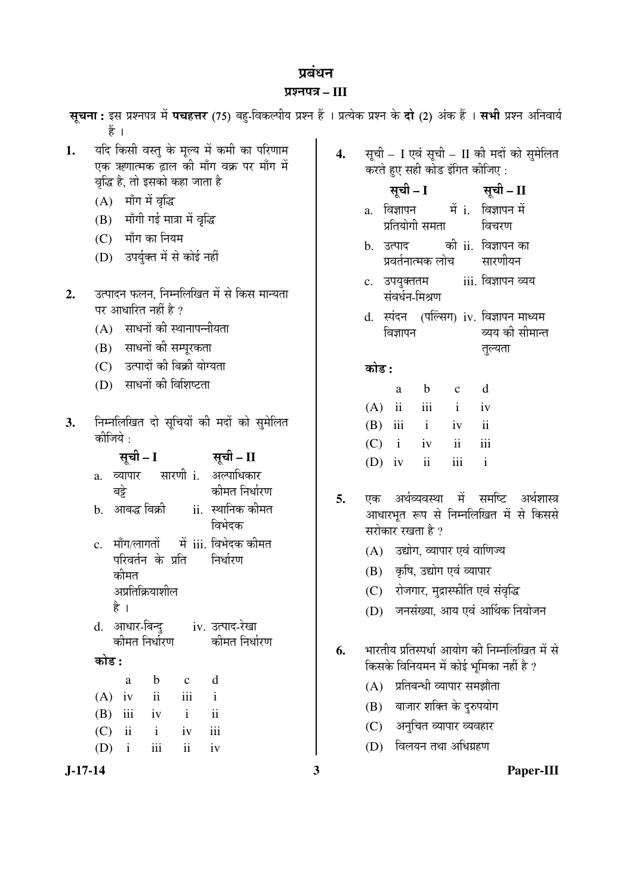# प्रबंधन

## प्रश्नपत्र – III

**सूचना :** इस प्रश्नपत्र में **पचहत्तर** (75) बहु-विकल्पीय प्रश्न हैं । प्रत्येक प्रश्न के **दो** (2) अंक हैं । **सभी** प्रश्न अनिवार्य हैं ।

**1.** यदि किसी वस्तु के मूल्य में कमी का परिणाम एक ऋणात्मक ढ़ाल की माँग वक्र पर माँग में वृद्धि है, तो इसको कहा जाता है

(A) माँग में वृद्धि

(B) माँगी गई मात्रा में वृद्धि

(C) माँग का नियम

(D) उपर्युक्त में से कोई नहीं

**2.** उत्पादन फलन, निम्नलिखित में से किस मान्यता पर आधारित नहीं है ?

(A) साधनों की स्थानापन्नीयता

(B) साधनों की सम्पूरकता

(C) उत्पादों की बिक्री योग्यता

(D) साधनों की विशिष्टता

**3.** निम्नलिखित दो सूचियों की मदों को सुमेलित कीजिये :

| | सूची – I | | सूची – II |
|---|---|---|---|
| a. | व्यापार सारणी बट्टे | i. | अल्पाधिकार कीमत निर्धारण |
| b. | आबद्ध बिक्री | ii. | स्थानिक कीमत विभेदक |
| c. | माँग/लागतों में परिवर्तन के प्रति कीमत अप्रतिक्रियाशील है । | iii. | विभेदक कीमत निर्धारण |
| d. | आधार-बिन्दु कीमत निर्धारण | iv. | उत्पाद-रेखा कीमत निर्धारण |

**कोड :**

| | a | b | c | d |
|---|---|---|---|---|
| (A) | iv | ii | iii | i |
| (B) | iii | iv | i | ii |
| (C) | ii | i | iv | iii |
| (D) | i | iii | ii | iv |

**4.** सूची – I एवं सूची – II की मदों को सुमेलित करते हुए सही कोड इंगित कीजिए :

| | सूची – I | | सूची – II |
|---|---|---|---|
| a. | विज्ञापन में प्रतियोगी समता | i. | विज्ञापन में विचरण |
| b. | उत्पाद की प्रवर्तनात्मक लोच | ii. | विज्ञापन का सारणीयन |
| c. | उपयुक्ततम संवर्धन-मिश्रण | iii. | विज्ञापन व्यय |
| d. | स्पंदन (पल्सिंग) विज्ञापन | iv. | विज्ञापन माध्यम व्यय की सीमान्त तुल्यता |

**कोड :**

| | a | b | c | d |
|---|---|---|---|---|
| (A) | ii | iii | i | iv |
| (B) | iii | i | iv | ii |
| (C) | i | iv | ii | iii |
| (D) | iv | ii | iii | i |

**5.** एक अर्थव्यवस्था में समष्टि अर्थशास्त्र आधारभूत रूप से निम्नलिखित में से किससे सरोकार रखता है ?

(A) उद्योग, व्यापार एवं वाणिज्य

(B) कृषि, उद्योग एवं व्यापार

(C) रोजगार, मुद्रास्फीति एवं संवृद्धि

(D) जनसंख्या, आय एवं आर्थिक नियोजन

**6.** भारतीय प्रतिस्पर्धा आयोग की निम्नलिखित में से किसके विनियमन में कोई भूमिका नहीं है ?

(A) प्रतिबन्धी व्यापार समझौता

(B) बाजार शक्ति के दुरुपयोग

(C) अनुचित व्यापार व्यवहार

(D) विलयन तथा अधिग्रहण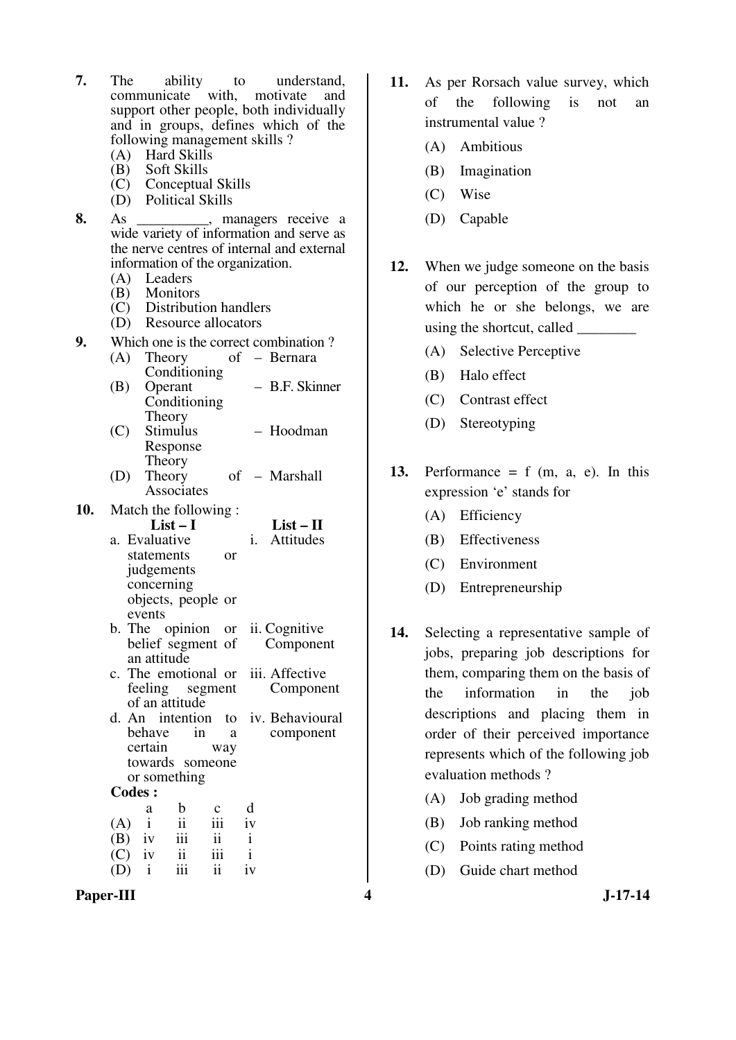7. The ability to understand, communicate with, motivate and support other people, both individually and in groups, defines which of the following management skills ?
   (A) Hard Skills
   (B) Soft Skills
   (C) Conceptual Skills
   (D) Political Skills

8. As __________, managers receive a wide variety of information and serve as the nerve centres of internal and external information of the organization.
   (A) Leaders
   (B) Monitors
   (C) Distribution handlers
   (D) Resource allocators

9. Which one is the correct combination ?
   (A) Theory of Conditioning – Bernara
   (B) Operant Conditioning Theory – B.F. Skinner
   (C) Stimulus Response Theory – Hoodman
   (D) Theory of Associates – Marshall

10. Match the following :

| List – I | List – II |
|---|---|
| a. Evaluative statements or judgements concerning objects, people or events | i. Attitudes |
| b. The opinion or belief segment of an attitude | ii. Cognitive Component |
| c. The emotional or feeling segment of an attitude | iii. Affective Component |
| d. An intention to behave in a certain way towards someone or something | iv. Behavioural component |

**Codes :**

| | a | b | c | d |
|---|---|---|---|---|
| (A) | i | ii | iii | iv |
| (B) | iv | iii | ii | i |
| (C) | iv | ii | iii | i |
| (D) | i | iii | ii | iv |

11. As per Rorsach value survey, which of the following is not an instrumental value ?
   (A) Ambitious
   (B) Imagination
   (C) Wise
   (D) Capable

12. When we judge someone on the basis of our perception of the group to which he or she belongs, we are using the shortcut, called ________
   (A) Selective Perceptive
   (B) Halo effect
   (C) Contrast effect
   (D) Stereotyping

13. Performance = f (m, a, e). In this expression 'e' stands for
   (A) Efficiency
   (B) Effectiveness
   (C) Environment
   (D) Entrepreneurship

14. Selecting a representative sample of jobs, preparing job descriptions for them, comparing them on the basis of the information in the job descriptions and placing them in order of their perceived importance represents which of the following job evaluation methods ?
   (A) Job grading method
   (B) Job ranking method
   (C) Points rating method
   (D) Guide chart method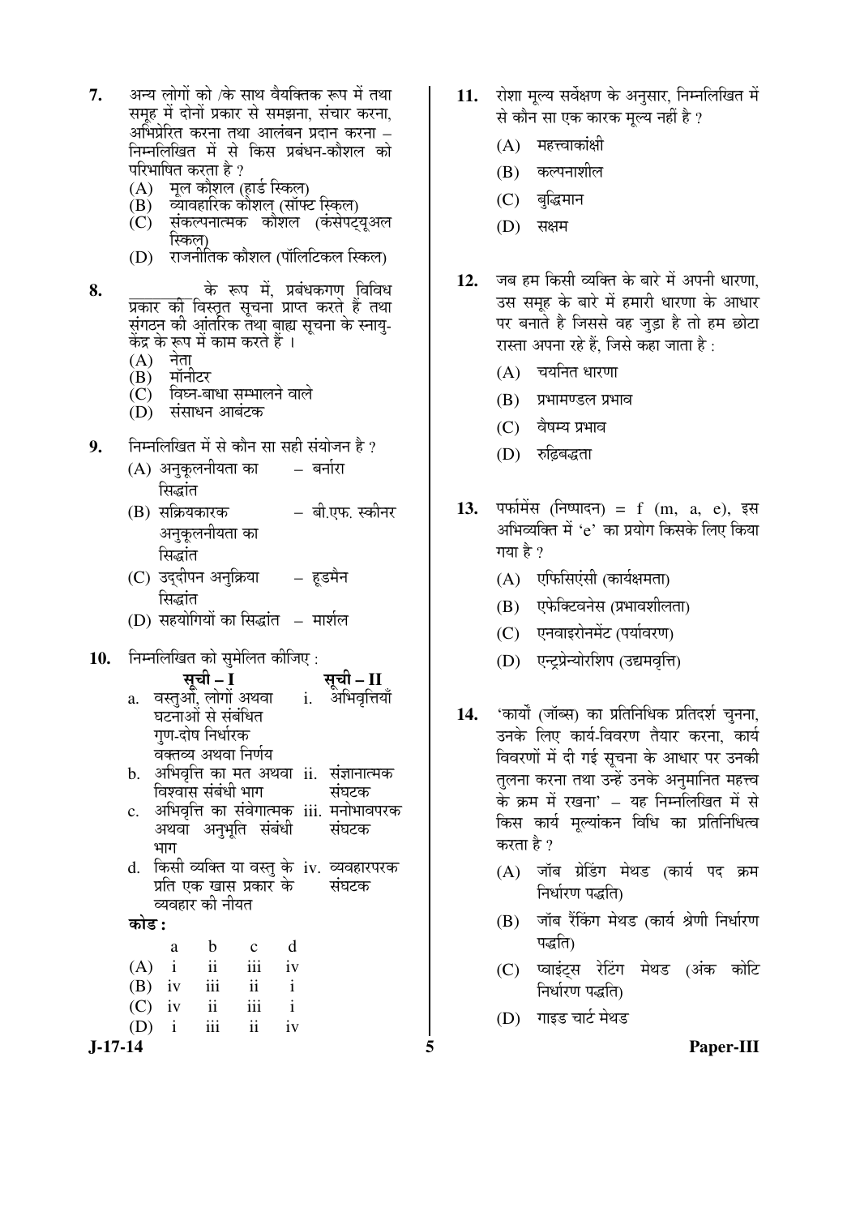**7.** अन्य लोगों को /के साथ वैयक्तिक रूप में तथा समूह में दोनों प्रकार से समझना, संचार करना, अभिप्रेरित करना तथा आलंबन प्रदान करना – निम्नलिखित में से किस प्रबंधन-कौशल को परिभाषित करता है ?

(A) मूल कौशल (हार्ड स्किल)
(B) व्यावहारिक कौशल (सॉफ्ट स्किल)
(C) संकल्पनात्मक कौशल (कंसेपट्यूअल स्किल)
(D) राजनीतिक कौशल (पॉलिटिकल स्किल)

**8.** _________ के रूप में, प्रबंधकगण विविध प्रकार की विस्तृत सूचना प्राप्त करते हैं तथा संगठन की आंतरिक तथा बाह्य सूचना के स्नायु-केंद्र के रूप में काम करते हैं ।

(A) नेता
(B) मॉनीटर
(C) विघ्न-बाधा सम्भालने वाले
(D) संसाधन आबंटक

**9.** निम्नलिखित में से कौन सा सही संयोजन है ?

(A) अनुकूलनीयता का सिद्धांत – बर्नारा
(B) सक्रियकारक अनुकूलनीयता का सिद्धांत – बी.एफ. स्कीनर
(C) उद्दीपन अनुक्रिया सिद्धांत – हूडमैन
(D) सहयोगियों का सिद्धांत – मार्शल

**10.** निम्नलिखित को सुमेलित कीजिए :

| सूची – I | सूची – II |
|---|---|
| a. वस्तुओं, लोगों अथवा घटनाओं से संबंधित गुण-दोष निर्धारक वक्तव्य अथवा निर्णय | i. अभिवृत्तियाँ |
| b. अभिवृत्ति का मत अथवा विश्वास संबंधी भाग | ii. संज्ञानात्मक संघटक |
| c. अभिवृत्ति का संवेगात्मक अथवा अनुभूति संबंधी भाग | iii. मनोभावपरक संघटक |
| d. किसी व्यक्ति या वस्तु के प्रति एक खास प्रकार के व्यवहार की नीयत | iv. व्यवहारपरक संघटक |

**कोड :**

| | a | b | c | d |
|---|---|---|---|---|
| (A) | i | ii | iii | iv |
| (B) | iv | iii | ii | i |
| (C) | iv | ii | iii | i |
| (D) | i | iii | ii | iv |

**11.** रोशा मूल्य सर्वेक्षण के अनुसार, निम्नलिखित में से कौन सा एक कारक मूल्य नहीं है ?

(A) महत्त्वाकांक्षी
(B) कल्पनाशील
(C) बुद्धिमान
(D) सक्षम

**12.** जब हम किसी व्यक्ति के बारे में अपनी धारणा, उस समूह के बारे में हमारी धारणा के आधार पर बनाते है जिससे वह जुड़ा है तो हम छोटा रास्ता अपना रहे हैं, जिसे कहा जाता है :

(A) चयनित धारणा
(B) प्रभामण्डल प्रभाव
(C) वैषम्य प्रभाव
(D) रुढ़िबद्धता

**13.** पर्फार्मेंस (निष्पादन) = f (m, a, e), इस अभिव्यक्ति में 'e' का प्रयोग किसके लिए किया गया है ?

(A) एफिसिएंसी (कार्यक्षमता)
(B) एफेक्टिवनेस (प्रभावशीलता)
(C) एनवाइरोनमेंट (पर्यावरण)
(D) एन्ट्रप्रेन्योरशिप (उद्यमवृत्ति)

**14.** 'कार्यों (जॉब्स) का प्रतिनिधिक प्रतिदर्श चुनना, उनके लिए कार्य-विवरण तैयार करना, कार्य विवरणों में दी गई सूचना के आधार पर उनकी तुलना करना तथा उन्हें उनके अनुमानित महत्त्व के क्रम में रखना' – यह निम्नलिखित में से किस कार्य मूल्यांकन विधि का प्रतिनिधित्व करता है ?

(A) जॉब ग्रेडिंग मेथड (कार्य पद क्रम निर्धारण पद्धति)
(B) जॉब रैंकिंग मेथड (कार्य श्रेणी निर्धारण पद्धति)
(C) प्वाइंट्स रेटिंग मेथड (अंक कोटि निर्धारण पद्धति)
(D) गाइड चार्ट मेथड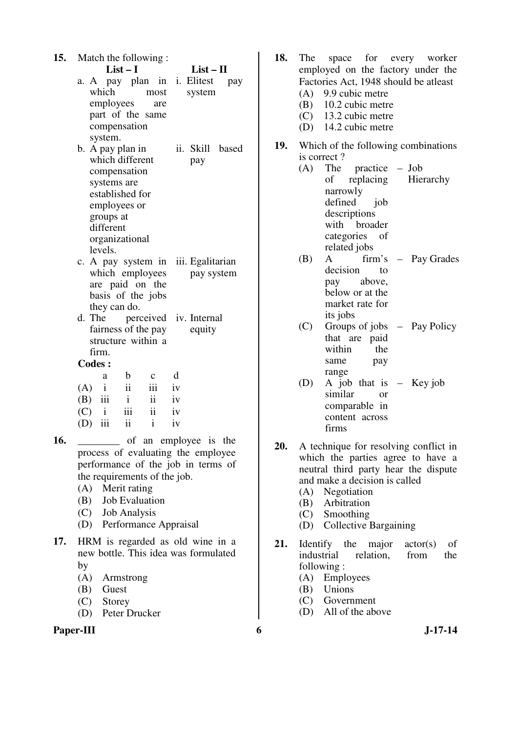**15.** Match the following :

| List – I | List – II |
|---|---|
| a. A pay plan in which most employees are part of the same compensation system. | i. Elitest pay system |
| b. A pay plan in which different compensation systems are established for employees or groups at different organizational levels. | ii. Skill based pay |
| c. A pay system in which employees are paid on the basis of the jobs they can do. | iii. Egalitarian pay system |
| d. The perceived fairness of the pay structure within a firm. | iv. Internal equity |

**Codes :**

| | a | b | c | d |
|---|---|---|---|---|
| (A) | i | ii | iii | iv |
| (B) | iii | i | ii | iv |
| (C) | i | iii | ii | iv |
| (D) | iii | ii | i | iv |

**16.** ________ of an employee is the process of evaluating the employee performance of the job in terms of the requirements of the job.

(A) Merit rating
(B) Job Evaluation
(C) Job Analysis
(D) Performance Appraisal

**17.** HRM is regarded as old wine in a new bottle. This idea was formulated by

(A) Armstrong
(B) Guest
(C) Storey
(D) Peter Drucker

**18.** The space for every worker employed on the factory under the Factories Act, 1948 should be atleast

(A) 9.9 cubic metre
(B) 10.2 cubic metre
(C) 13.2 cubic metre
(D) 14.2 cubic metre

**19.** Which of the following combinations is correct ?

(A) The practice of replacing narrowly defined job descriptions with broader categories of related jobs – Job Hierarchy
(B) A firm's decision to pay above, below or at the market rate for its jobs – Pay Grades
(C) Groups of jobs that are paid within the same pay range – Pay Policy
(D) A job that is similar or comparable in content across firms – Key job

**20.** A technique for resolving conflict in which the parties agree to have a neutral third party hear the dispute and make a decision is called

(A) Negotiation
(B) Arbitration
(C) Smoothing
(D) Collective Bargaining

**21.** Identify the major actor(s) of industrial relation, from the following :

(A) Employees
(B) Unions
(C) Government
(D) All of the above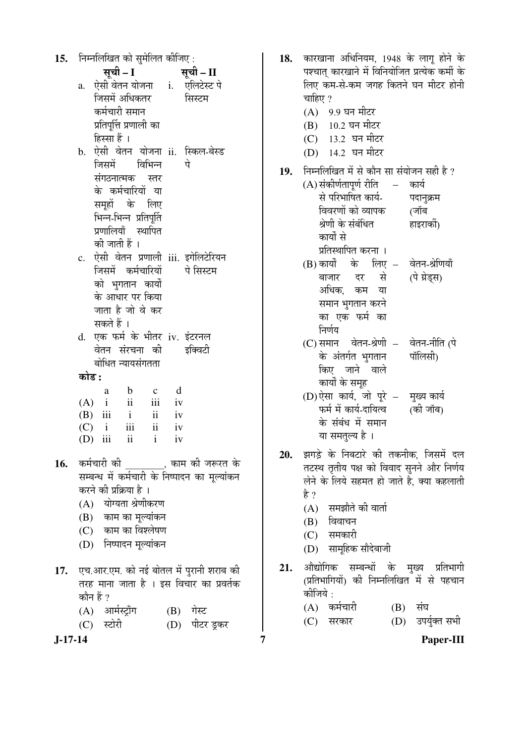15. निम्नलिखित को सुमेलित कीजिए :

| | सूची – I | | सूची – II |
|---|---|---|---|
| a. | ऐसी वेतन योजना जिसमें अधिकतर कर्मचारी समान प्रतिपूर्ति प्रणाली का हिस्सा हैं । | i. | एलिटेस्ट पे सिस्टम |
| b. | ऐसी वेतन योजना जिसमें विभिन्न संगठनात्मक स्तर के कर्मचारियों या समूहों के लिए भिन्न-भिन्न प्रतिपूर्ति प्रणालियाँ स्थापित की जाती हैं । | ii. | स्किल-बेस्ड पे |
| c. | ऐसी वेतन प्रणाली जिसमें कर्मचारियों को भुगतान कार्यों के आधार पर किया जाता है जो वे कर सकते हैं । | iii. | इगेलिटेरियन पे सिस्टम |
| d. | एक फर्म के भीतर वेतन संरचना की बोधित न्यायसंगतता | iv. | इंटरनल इक्विटी |

**कोड :**

| | a | b | c | d |
|---|---|---|---|---|
| (A) | i | ii | iii | iv |
| (B) | iii | i | ii | iv |
| (C) | i | iii | ii | iv |
| (D) | iii | ii | i | iv |

16. कर्मचारी की ________, काम की जरूरत के सम्बन्ध में कर्मचारी के निष्पादन का मूल्यांकन करने की प्रक्रिया है ।
   (A) योग्यता श्रेणीकरण
   (B) काम का मूल्यांकन
   (C) काम का विश्लेषण
   (D) निष्पादन मूल्यांकन

17. एच.आर.एम. को नई बोतल में पुरानी शराब की तरह माना जाता है । इस विचार का प्रवर्तक कौन हैं ?
   (A) आर्मस्ट्रॉंग
   (B) गेस्ट
   (C) स्टोरी
   (D) पीटर ड्रकर

18. कारखाना अधिनियम, 1948 के लागू होने के पश्चात् कारखाने में विनियोजित प्रत्येक कर्मी के लिए कम-से-कम जगह कितने घन मीटर होनी चाहिए ?
   (A) 9.9 घन मीटर
   (B) 10.2 घन मीटर
   (C) 13.2 घन मीटर
   (D) 14.2 घन मीटर

19. निम्नलिखित में से कौन सा संयोजन सही है ?
   (A) संकीर्णतापूर्ण रीति से परिभाषित कार्य-विवरणों को व्यापक श्रेणी के संबंधित कार्यों से प्रतिस्थापित करना । – कार्य पदानुक्रम (जॉब हाइरार्की)
   (B) कार्यों के लिए बाजार दर से अधिक, कम या समान भुगतान करने का एक फर्म का निर्णय – वेतन-श्रेणियाँ (पे ग्रेड्स)
   (C) समान वेतन-श्रेणी के अंतर्गत भुगतान किए जाने वाले कार्यों के समूह – वेतन-नीति (पे पॉलिसी)
   (D) ऐसा कार्य, जो पूरे फर्म में कार्य-दायित्व के संबंध में समान या समतुल्य है । – मुख्य कार्य (की जॉब)

20. झगड़े के निबटारे की तकनीक, जिसमें दल तटस्थ तृतीय पक्ष को विवाद सुनने और निर्णय लेने के लिये सहमत हो जाते है, क्या कहलाती है ?
   (A) समझौते की वार्ता
   (B) विवाचन
   (C) समकारी
   (D) सामूहिक सौदेबाजी

21. औद्योगिक सम्बन्धों के मुख्य प्रतिभागी (प्रतिभागियों) की निम्नलिखित में से पहचान कीजिये :
   (A) कर्मचारी
   (B) संघ
   (C) सरकार
   (D) उपर्युक्त सभी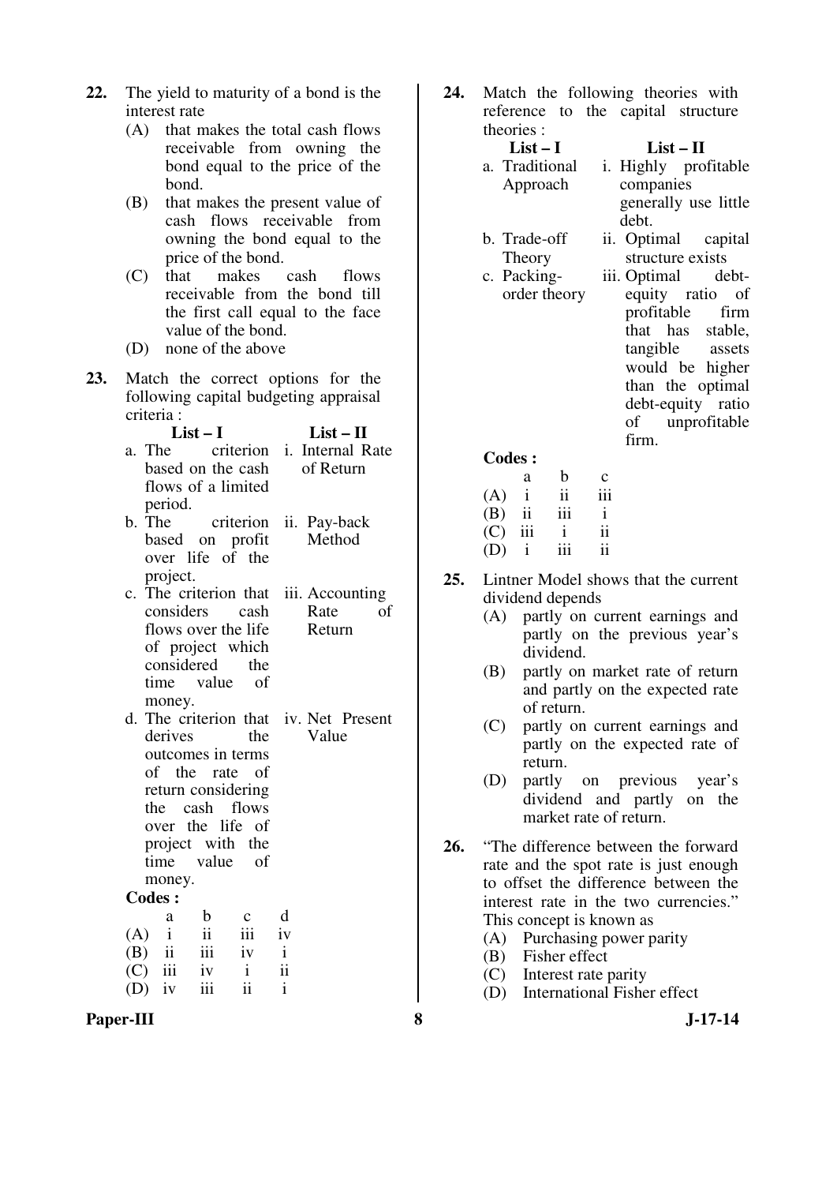**22.** The yield to maturity of a bond is the interest rate

(A) that makes the total cash flows receivable from owning the bond equal to the price of the bond.

(B) that makes the present value of cash flows receivable from owning the bond equal to the price of the bond.

(C) that makes cash flows receivable from the bond till the first call equal to the face value of the bond.

(D) none of the above

**23.** Match the correct options for the following capital budgeting appraisal criteria :

| List – I | List – II |
|---|---|
| a. The criterion based on the cash flows of a limited period. | i. Internal Rate of Return |
| b. The criterion based on profit over life of the project. | ii. Pay-back Method |
| c. The criterion that considers cash flows over the life of project which considered the time value of money. | iii. Accounting Rate of Return |
| d. The criterion that derives the outcomes in terms of the rate of return considering the cash flows over the life of project with the time value of money. | iv. Net Present Value |

**Codes :**

| | a | b | c | d |
|---|---|---|---|---|
| (A) | i | ii | iii | iv |
| (B) | ii | iii | iv | i |
| (C) | iii | iv | i | ii |
| (D) | iv | iii | ii | i |

**24.** Match the following theories with reference to the capital structure theories :

| List – I | List – II |
|---|---|
| a. Traditional Approach | i. Highly profitable companies generally use little debt. |
| b. Trade-off Theory | ii. Optimal capital structure exists |
| c. Packing-order theory | iii. Optimal debt-equity ratio of profitable firm that has stable, tangible assets would be higher than the optimal debt-equity ratio of unprofitable firm. |

**Codes :**

| | a | b | c |
|---|---|---|---|
| (A) | i | ii | iii |
| (B) | ii | iii | i |
| (C) | iii | i | ii |
| (D) | i | iii | ii |

**25.** Lintner Model shows that the current dividend depends

(A) partly on current earnings and partly on the previous year's dividend.

(B) partly on market rate of return and partly on the expected rate of return.

(C) partly on current earnings and partly on the expected rate of return.

(D) partly on previous year's dividend and partly on the market rate of return.

**26.** "The difference between the forward rate and the spot rate is just enough to offset the difference between the interest rate in the two currencies." This concept is known as

(A) Purchasing power parity

(B) Fisher effect

(C) Interest rate parity

(D) International Fisher effect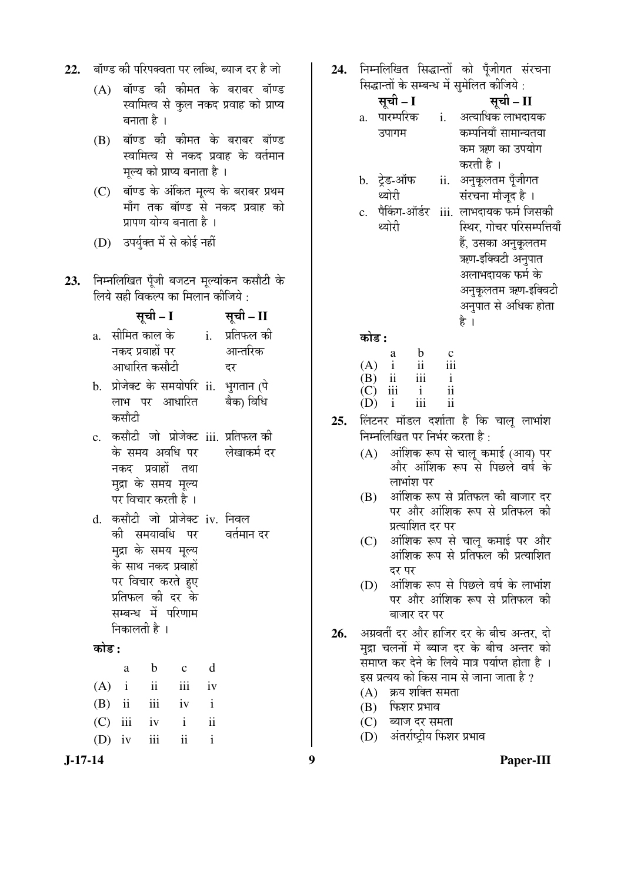22. बॉण्ड की परिपक्वता पर लब्धि, ब्याज दर है जो

(A) बॉण्ड की कीमत के बराबर बॉण्ड स्वामित्व से कुल नकद प्रवाह को प्राप्य बनाता है ।

(B) बॉण्ड की कीमत के बराबर बॉण्ड स्वामित्व से नकद प्रवाह के वर्तमान मूल्य को प्राप्य बनाता है ।

(C) बॉण्ड के अंकित मूल्य के बराबर प्रथम माँग तक बॉण्ड से नकद प्रवाह को प्रापण योग्य बनाता है ।

(D) उपर्युक्त में से कोई नहीं

23. निम्नलिखित पूँजी बजटन मूल्यांकन कसौटी के लिये सही विकल्प का मिलान कीजिये :

| सूची – I | | सूची – II | |
|---|---|---|---|
| a. | सीमित काल के नकद प्रवाहों पर आधारित कसौटी | i. | प्रतिफल की आन्तरिक दर |
| b. | प्रोजेक्ट के समयोपरि लाभ पर आधारित कसौटी | ii. | भुगतान (पे बैक) विधि |
| c. | कसौटी जो प्रोजेक्ट के समय अवधि पर नकद प्रवाहों तथा मुद्रा के समय मूल्य पर विचार करती है । | iii. | प्रतिफल की लेखाकर्म दर |
| d. | कसौटी जो प्रोजेक्ट की समयावधि पर मुद्रा के समय मूल्य के साथ नकद प्रवाहों पर विचार करते हुए प्रतिफल की दर के सम्बन्ध में परिणाम निकालती है । | iv. | निवल वर्तमान दर |

**कोड :**

| | a | b | c | d |
|---|---|---|---|---|
| (A) | i | ii | iii | iv |
| (B) | ii | iii | iv | i |
| (C) | iii | iv | i | ii |
| (D) | iv | iii | ii | i |

24. निम्नलिखित सिद्धान्तों को पूँजीगत संरचना सिद्धान्तों के सम्बन्ध में सुमेलित कीजिये :

| सूची – I | | सूची – II | |
|---|---|---|---|
| a. | पारम्परिक उपागम | i. | अत्याधिक लाभदायक कम्पनियाँ सामान्यतया कम ऋण का उपयोग करती है । |
| b. | ट्रेड-ऑफ थ्योरी | ii. | अनुकूलतम पूँजीगत संरचना मौजूद है । |
| c. | पैकिंग-ऑर्डर थ्योरी | iii. | लाभदायक फर्म जिसकी स्थिर, गोचर परिसम्पत्तियाँ हैं, उसका अनुकूलतम ऋण-इक्विटी अनुपात अलाभदायक फर्म के अनुकूलतम ऋण-इक्विटी अनुपात से अधिक होता है । |

**कोड :**

| | a | b | c |
|---|---|---|---|
| (A) | i | ii | iii |
| (B) | ii | iii | i |
| (C) | iii | i | ii |
| (D) | i | iii | ii |

25. लिंटनर मॉडल दर्शाता है कि चालू लाभांश निम्नलिखित पर निर्भर करता है :

(A) आंशिक रूप से चालू कमाई (आय) पर और आंशिक रूप से पिछले वर्ष के लाभांश पर

(B) आंशिक रूप से प्रतिफल की बाजार दर पर और आंशिक रूप से प्रतिफल की प्रत्याशित दर पर

(C) आंशिक रूप से चालू कमाई पर और आंशिक रूप से प्रतिफल की प्रत्याशित दर पर

(D) आंशिक रूप से पिछले वर्ष के लाभांश पर और आंशिक रूप से प्रतिफल की बाजार दर पर

26. अग्रवर्ती दर और हाजिर दर के बीच अन्तर, दो मुद्रा चलनों में ब्याज दर के बीच अन्तर को समाप्त कर देने के लिये मात्र पर्याप्त होता है । इस प्रत्यय को किस नाम से जाना जाता है ?

(A) क्रय शक्ति समता

(B) फिशर प्रभाव

(C) ब्याज दर समता

(D) अंतर्राष्ट्रीय फिशर प्रभाव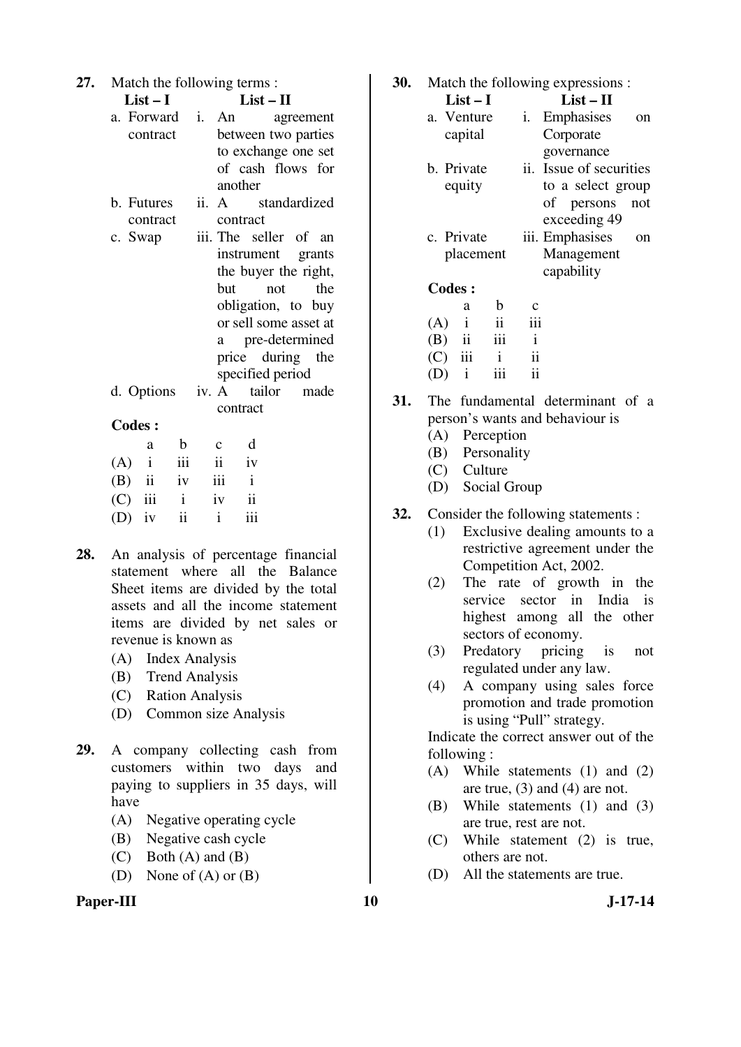**27.** Match the following terms :

| List – I | List – II |
|---|---|
| a. Forward contract | i. An agreement between two parties to exchange one set of cash flows for another |
| b. Futures contract | ii. A standardized contract |
| c. Swap | iii. The seller of an instrument grants the buyer the right, but not the obligation, to buy or sell some asset at a pre-determined price during the specified period |
| d. Options | iv. A tailor made contract |

**Codes :**

| | a | b | c | d |
|---|---|---|---|---|
| (A) | i | iii | ii | iv |
| (B) | ii | iv | iii | i |
| (C) | iii | i | iv | ii |
| (D) | iv | ii | i | iii |

**28.** An analysis of percentage financial statement where all the Balance Sheet items are divided by the total assets and all the income statement items are divided by net sales or revenue is known as

(A) Index Analysis

(B) Trend Analysis

(C) Ration Analysis

(D) Common size Analysis

**29.** A company collecting cash from customers within two days and paying to suppliers in 35 days, will have

(A) Negative operating cycle

(B) Negative cash cycle

(C) Both (A) and (B)

(D) None of (A) or (B)

**30.** Match the following expressions :

| List – I | List – II |
|---|---|
| a. Venture capital | i. Emphasises on Corporate governance |
| b. Private equity | ii. Issue of securities to a select group of persons not exceeding 49 |
| c. Private placement | iii. Emphasises on Management capability |

**Codes :**

| | a | b | c |
|---|---|---|---|
| (A) | i | ii | iii |
| (B) | ii | iii | i |
| (C) | iii | i | ii |
| (D) | i | iii | ii |

**31.** The fundamental determinant of a person's wants and behaviour is

(A) Perception

(B) Personality

(C) Culture

(D) Social Group

**32.** Consider the following statements :

(1) Exclusive dealing amounts to a restrictive agreement under the Competition Act, 2002.

(2) The rate of growth in the service sector in India is highest among all the other sectors of economy.

(3) Predatory pricing is not regulated under any law.

(4) A company using sales force promotion and trade promotion is using "Pull" strategy.

Indicate the correct answer out of the following :

(A) While statements (1) and (2) are true, (3) and (4) are not.

(B) While statements (1) and (3) are true, rest are not.

(C) While statement (2) is true, others are not.

(D) All the statements are true.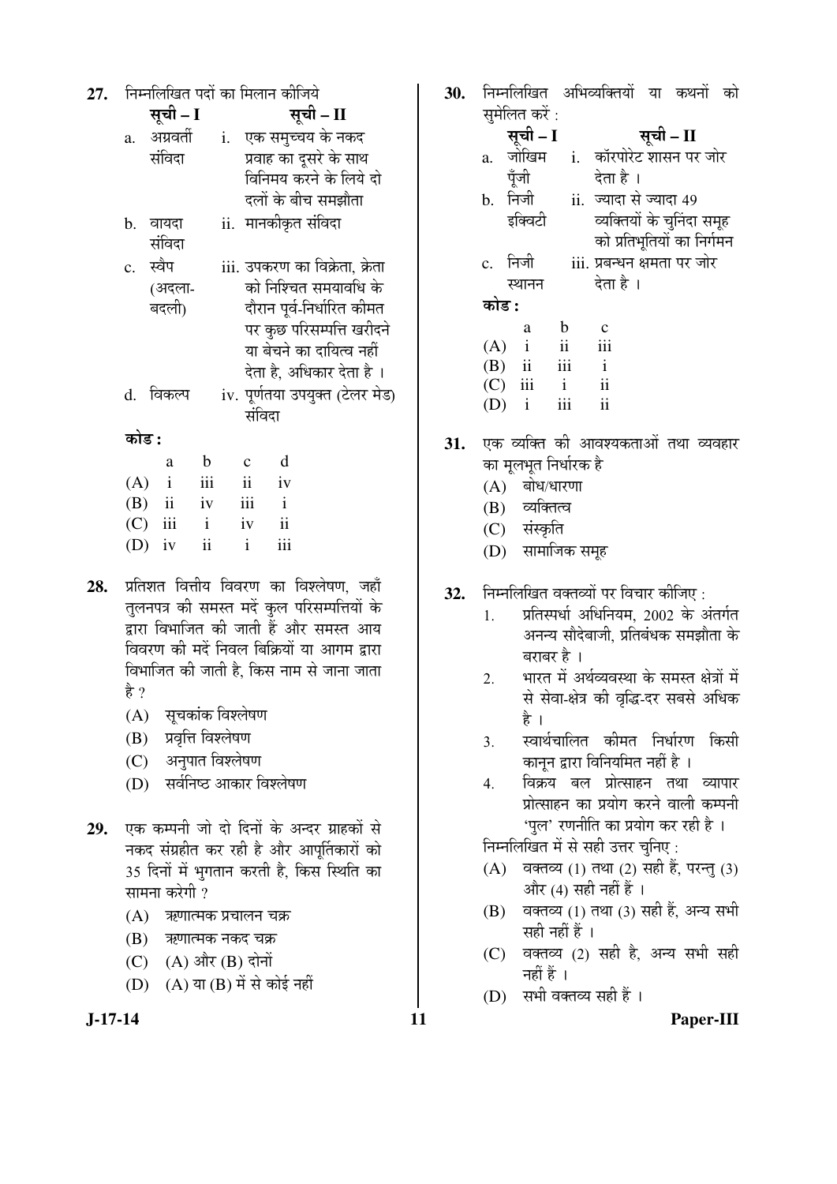**27.** निम्नलिखित पदों का मिलान कीजिये

| | सूची – I | | सूची – II |
|---|---|---|---|
| a. | अग्रवर्ती संविदा | i. | एक समुच्चय के नकद प्रवाह का दूसरे के साथ विनिमय करने के लिये दो दलों के बीच समझौता |
| b. | वायदा संविदा | ii. | मानकीकृत संविदा |
| c. | स्वैप (अदला-बदली) | iii. | उपकरण का विक्रेता, क्रेता को निश्चित समयावधि के दौरान पूर्व-निर्धारित कीमत पर कुछ परिसम्पत्ति खरीदने या बेचने का दायित्व नहीं देता है, अधिकार देता है । |
| d. | विकल्प | iv. | पूर्णतया उपयुक्त (टेलर मेड) संविदा |

**कोड :**

| | a | b | c | d |
|---|---|---|---|---|
| (A) | i | iii | ii | iv |
| (B) | ii | iv | iii | i |
| (C) | iii | i | iv | ii |
| (D) | iv | ii | i | iii |

**28.** प्रतिशत वित्तीय विवरण का विश्लेषण, जहाँ तुलनपत्र की समस्त मदें कुल परिसम्पत्तियों के द्वारा विभाजित की जाती हैं और समस्त आय विवरण की मदें निवल बिक्रियों या आगम द्वारा विभाजित की जाती है, किस नाम से जाना जाता है ?

(A) सूचकांक विश्लेषण

(B) प्रवृत्ति विश्लेषण

(C) अनुपात विश्लेषण

(D) सर्वनिष्ठ आकार विश्लेषण

**29.** एक कम्पनी जो दो दिनों के अन्दर ग्राहकों से नकद संग्रहीत कर रही है और आपूर्तिकारों को 35 दिनों में भुगतान करती है, किस स्थिति का सामना करेगी ?

(A) ऋणात्मक प्रचालन चक्र

(B) ऋणात्मक नकद चक्र

(C) (A) और (B) दोनों

(D) (A) या (B) में से कोई नहीं

**30.** निम्नलिखित अभिव्यक्तियों या कथनों को सुमेलित करें :

| | सूची – I | | सूची – II |
|---|---|---|---|
| a. | जोखिम पूँजी | i. | कॉरपोरेट शासन पर जोर देता है । |
| b. | निजी इक्विटी | ii. | ज्यादा से ज्यादा 49 व्यक्तियों के चुनिंदा समूह को प्रतिभूतियों का निर्गमन |
| c. | निजी स्थानन | iii. | प्रबन्धन क्षमता पर जोर देता है । |

**कोड :**

| | a | b | c |
|---|---|---|---|
| (A) | i | ii | iii |
| (B) | ii | iii | i |
| (C) | iii | i | ii |
| (D) | i | iii | ii |

**31.** एक व्यक्ति की आवश्यकताओं तथा व्यवहार का मूलभूत निर्धारक है

(A) बोध/धारणा

(B) व्यक्तित्व

(C) संस्कृति

(D) सामाजिक समूह

**32.** निम्नलिखित वक्तव्यों पर विचार कीजिए :

1. प्रतिस्पर्धा अधिनियम, 2002 के अंतर्गत अनन्य सौदेबाजी, प्रतिबंधक समझौता के बराबर है ।
2. भारत में अर्थव्यवस्था के समस्त क्षेत्रों में से सेवा-क्षेत्र की वृद्धि-दर सबसे अधिक है ।
3. स्वार्थचालित कीमत निर्धारण किसी कानून द्वारा विनियमित नहीं है ।
4. विक्रय बल प्रोत्साहन तथा व्यापार प्रोत्साहन का प्रयोग करने वाली कम्पनी 'पुल' रणनीति का प्रयोग कर रही है ।

निम्नलिखित में से सही उत्तर चुनिए :

(A) वक्तव्य (1) तथा (2) सही हैं, परन्तु (3) और (4) सही नहीं हैं ।

(B) वक्तव्य (1) तथा (3) सही हैं, अन्य सभी सही नहीं हैं ।

(C) वक्तव्य (2) सही है, अन्य सभी सही नहीं हैं ।

(D) सभी वक्तव्य सही हैं ।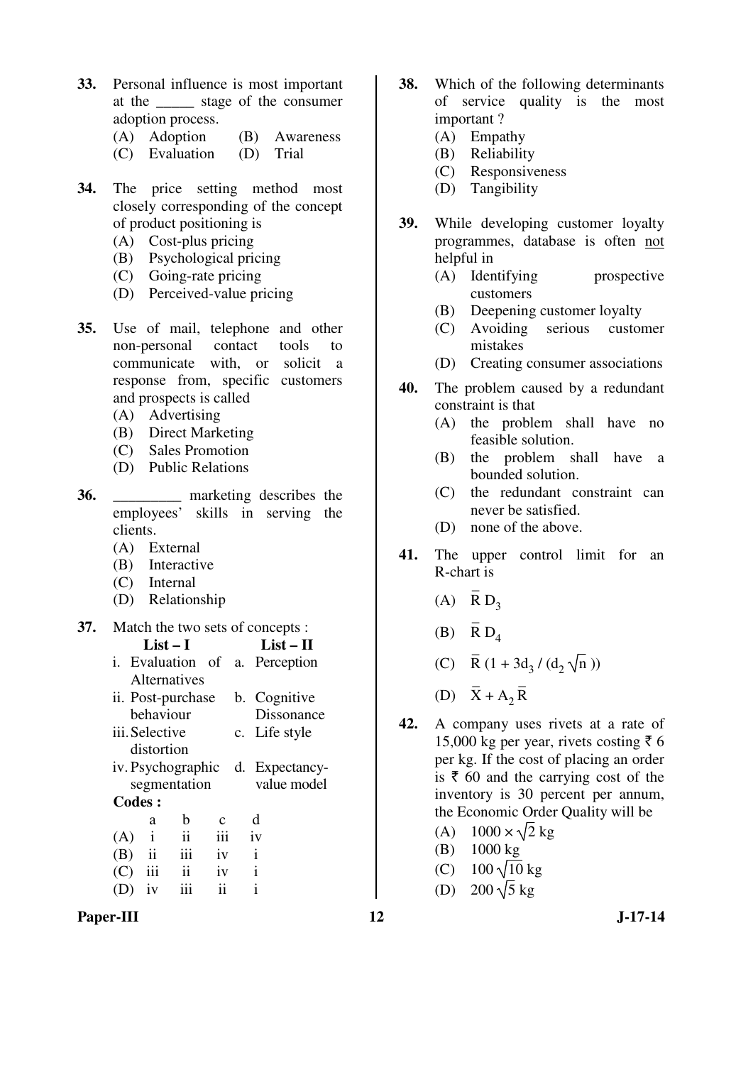33. Personal influence is most important at the _____ stage of the consumer adoption process.

(A) Adoption (B) Awareness
(C) Evaluation (D) Trial

34. The price setting method most closely corresponding of the concept of product positioning is

(A) Cost-plus pricing
(B) Psychological pricing
(C) Going-rate pricing
(D) Perceived-value pricing

35. Use of mail, telephone and other non-personal contact tools to communicate with, or solicit a response from, specific customers and prospects is called

(A) Advertising
(B) Direct Marketing
(C) Sales Promotion
(D) Public Relations

36. _________ marketing describes the employees' skills in serving the clients.

(A) External
(B) Interactive
(C) Internal
(D) Relationship

37. Match the two sets of concepts :

| List – I | List – II |
|---|---|
| i. Evaluation of Alternatives | a. Perception |
| ii. Post-purchase behaviour | b. Cognitive Dissonance |
| iii. Selective distortion | c. Life style |
| iv. Psychographic segmentation | d. Expectancy-value model |

**Codes :**

| | a | b | c | d |
|---|---|---|---|---|
| (A) | i | ii | iii | iv |
| (B) | ii | iii | iv | i |
| (C) | iii | ii | iv | i |
| (D) | iv | iii | ii | i |

38. Which of the following determinants of service quality is the most important ?

(A) Empathy
(B) Reliability
(C) Responsiveness
(D) Tangibility

39. While developing customer loyalty programmes, database is often <u>not</u> helpful in

(A) Identifying prospective customers
(B) Deepening customer loyalty
(C) Avoiding serious customer mistakes
(D) Creating consumer associations

40. The problem caused by a redundant constraint is that

(A) the problem shall have no feasible solution.
(B) the problem shall have a bounded solution.
(C) the redundant constraint can never be satisfied.
(D) none of the above.

41. The upper control limit for an R-chart is

(A) $\bar{R} D_3$
(B) $\bar{R} D_4$
(C) $\bar{R} (1 + 3d_3 / (d_2 \sqrt{n}))$
(D) $\bar{X} + A_2 \bar{R}$

42. A company uses rivets at a rate of 15,000 kg per year, rivets costing ₹ 6 per kg. If the cost of placing an order is ₹ 60 and the carrying cost of the inventory is 30 percent per annum, the Economic Order Quality will be

(A) $1000 \times \sqrt{2}$ kg
(B) 1000 kg
(C) $100 \sqrt{10}$ kg
(D) $200 \sqrt{5}$ kg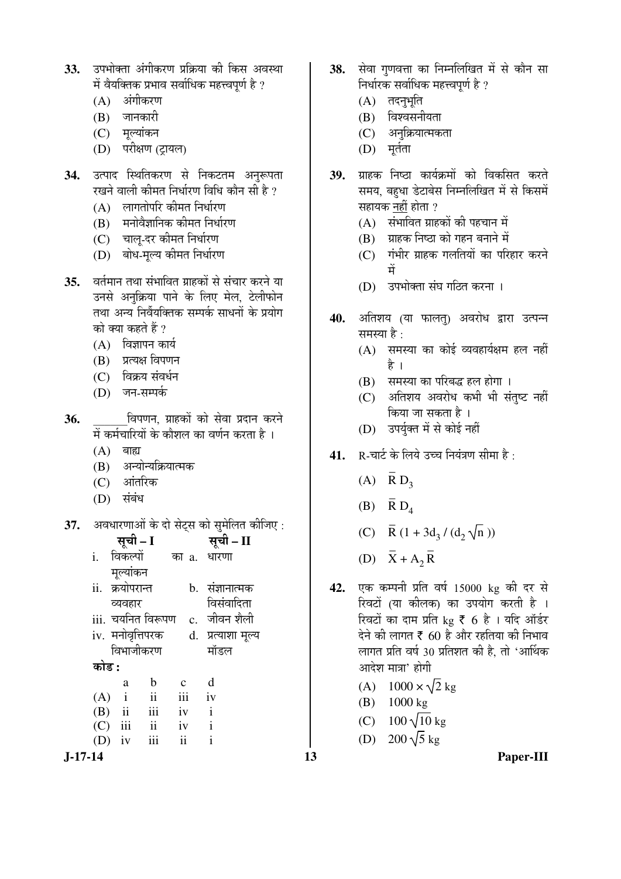**33.** उपभोक्ता अंगीकरण प्रक्रिया की किस अवस्था में वैयक्तिक प्रभाव सर्वाधिक महत्त्वपूर्ण है ?

(A) अंगीकरण

(B) जानकारी

(C) मूल्यांकन

(D) परीक्षण (ट्रायल)

**34.** उत्पाद स्थितिकरण से निकटतम अनुरूपता रखने वाली कीमत निर्धारण विधि कौन सी है ?

(A) लागतोपरि कीमत निर्धारण

(B) मनोवैज्ञानिक कीमत निर्धारण

(C) चालू-दर कीमत निर्धारण

(D) बोध-मूल्य कीमत निर्धारण

**35.** वर्तमान तथा संभावित ग्राहकों से संचार करने या उनसे अनुक्रिया पाने के लिए मेल, टेलीफोन तथा अन्य निर्वैयक्तिक सम्पर्क साधनों के प्रयोग को क्या कहते हैं ?

(A) विज्ञापन कार्य

(B) प्रत्यक्ष विपणन

(C) विक्रय संवर्धन

(D) जन-सम्पर्क

**36.** ______विपणन, ग्राहकों को सेवा प्रदान करने में कर्मचारियों के कौशल का वर्णन करता है ।

(A) बाह्य

(B) अन्योन्यक्रियात्मक

(C) आंतरिक

(D) संबंध

**37.** अवधारणाओं के दो सेट्स को सुमेलित कीजिए :

| | सूची – I | | सूची – II |
|---|---|---|---|
| i. | विकल्पों का मूल्यांकन | a. | धारणा |
| ii. | क्रयोपरान्त व्यवहार | b. | संज्ञानात्मक विसंवादिता |
| iii. | चयनित विरूपण | c. | जीवन शैली |
| iv. | मनोवृत्तिपरक विभाजीकरण | d. | प्रत्याशा मूल्य मॉडल |

**कोड :**

| | a | b | c | d |
|---|---|---|---|---|
| (A) | i | ii | iii | iv |
| (B) | ii | iii | iv | i |
| (C) | iii | ii | iv | i |
| (D) | iv | iii | ii | i |

**38.** सेवा गुणवत्ता का निम्नलिखित में से कौन सा निर्धारक सर्वाधिक महत्त्वपूर्ण है ?

(A) तदनुभूति

(B) विश्वसनीयता

(C) अनुक्रियात्मकता

(D) मूर्तता

**39.** ग्राहक निष्ठा कार्यक्रमों को विकसित करते समय, बहुधा डेटाबेस निम्नलिखित में से किसमें सहायक नहीं होता ?

(A) संभावित ग्राहकों की पहचान में

(B) ग्राहक निष्ठा को गहन बनाने में

(C) गंभीर ग्राहक गलतियों का परिहार करने में

(D) उपभोक्ता संघ गठित करना ।

**40.** अतिशय (या फालतु) अवरोध द्वारा उत्पन्न समस्या है :

(A) समस्या का कोई व्यवहार्यक्षम हल नहीं है ।

(B) समस्या का परिबद्ध हल होगा ।

(C) अतिशय अवरोध कभी भी संतुष्ट नहीं किया जा सकता है ।

(D) उपर्युक्त में से कोई नहीं

**41.** R-चार्ट के लिये उच्च नियंत्रण सीमा है :

(A) $\bar{R} D_3$

(B) $\bar{R} D_4$

(C) $\bar{R} (1 + 3d_3 / (d_2 \sqrt{n}))$

(D) $\bar{X} + A_2 \bar{R}$

**42.** एक कम्पनी प्रति वर्ष 15000 kg की दर से रिवटों (या कीलक) का उपयोग करती है । रिवटों का दाम प्रति kg ₹ 6 है । यदि ऑर्डर देने की लागत ₹ 60 है और रहतिया की निभाव लागत प्रति वर्ष 30 प्रतिशत की है, तो 'आर्थिक आदेश मात्रा' होगी

(A) $1000 \times \sqrt{2}$ kg

(B) 1000 kg

(C) $100 \sqrt{10}$ kg

(D) $200 \sqrt{5}$ kg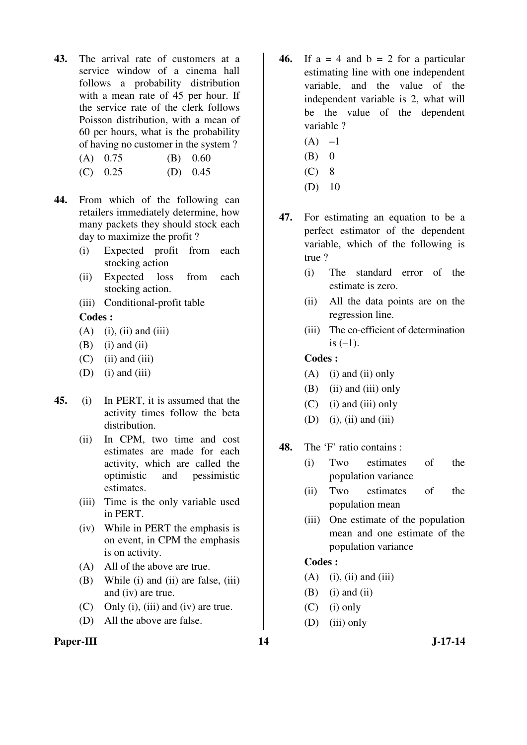**43.** The arrival rate of customers at a service window of a cinema hall follows a probability distribution with a mean rate of 45 per hour. If the service rate of the clerk follows Poisson distribution, with a mean of 60 per hours, what is the probability of having no customer in the system ?

(A) 0.75 (B) 0.60

(C) 0.25 (D) 0.45

**44.** From which of the following can retailers immediately determine, how many packets they should stock each day to maximize the profit ?

(i) Expected profit from each stocking action

(ii) Expected loss from each stocking action.

(iii) Conditional-profit table

**Codes :**

(A) (i), (ii) and (iii)

(B) (i) and (ii)

(C) (ii) and (iii)

(D) (i) and (iii)

**45.** (i) In PERT, it is assumed that the activity times follow the beta distribution.

(ii) In CPM, two time and cost estimates are made for each activity, which are called the optimistic and pessimistic estimates.

(iii) Time is the only variable used in PERT.

(iv) While in PERT the emphasis is on event, in CPM the emphasis is on activity.

(A) All of the above are true.

(B) While (i) and (ii) are false, (iii) and (iv) are true.

(C) Only (i), (iii) and (iv) are true.

(D) All the above are false.

**46.** If a = 4 and b = 2 for a particular estimating line with one independent variable, and the value of the independent variable is 2, what will be the value of the dependent variable ?

(A) –1

(B) 0

(C) 8

(D) 10

**47.** For estimating an equation to be a perfect estimator of the dependent variable, which of the following is true ?

(i) The standard error of the estimate is zero.

(ii) All the data points are on the regression line.

(iii) The co-efficient of determination is (–1).

**Codes :**

(A) (i) and (ii) only

(B) (ii) and (iii) only

(C) (i) and (iii) only

(D) (i), (ii) and (iii)

**48.** The 'F' ratio contains :

(i) Two estimates of the population variance

(ii) Two estimates of the population mean

(iii) One estimate of the population mean and one estimate of the population variance

**Codes :**

(A) (i), (ii) and (iii)

(B) (i) and (ii)

(C) (i) only

(D) (iii) only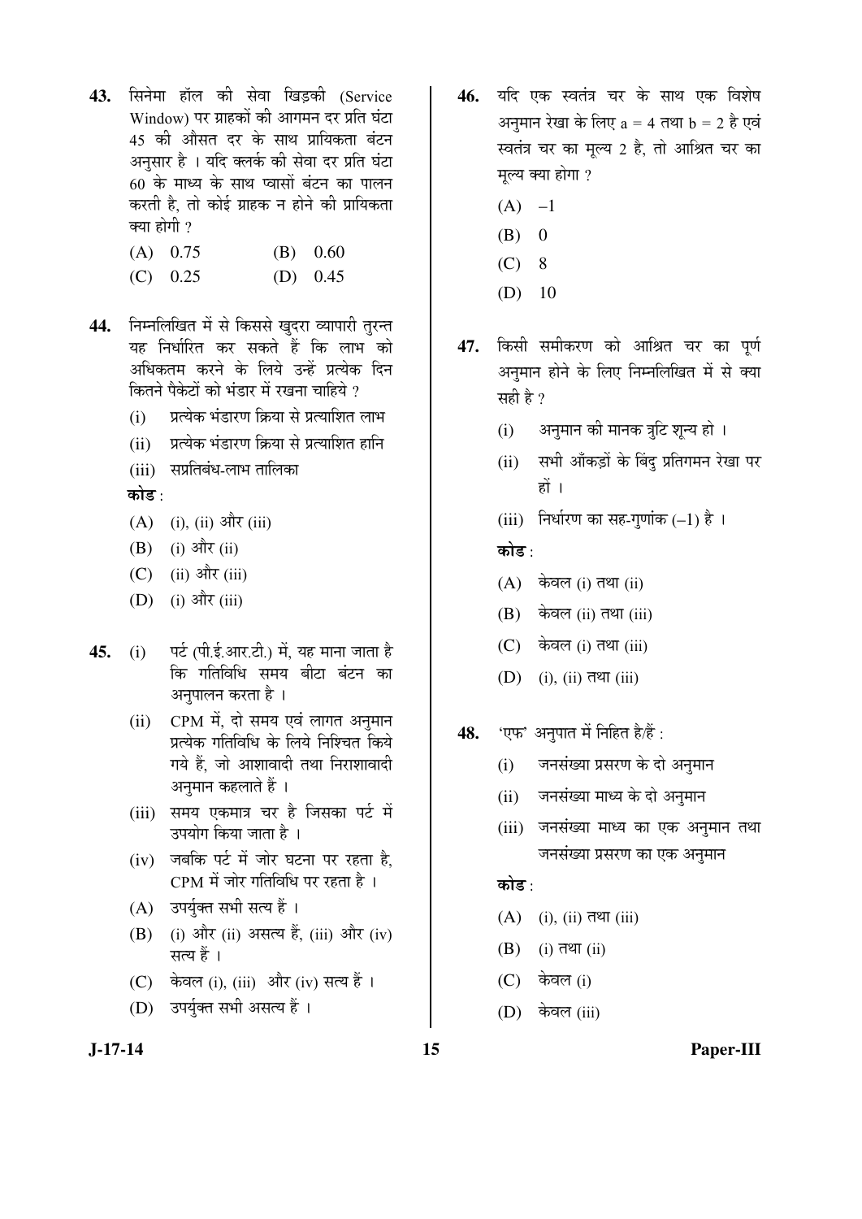**43.** सिनेमा हॉल की सेवा खिड़की (Service Window) पर ग्राहकों की आगमन दर प्रति घंटा 45 की औसत दर के साथ प्रायिकता बंटन अनुसार है । यदि क्लर्क की सेवा दर प्रति घंटा 60 के माध्य के साथ प्वासों बंटन का पालन करती है, तो कोई ग्राहक न होने की प्रायिकता क्या होगी ?

(A) 0.75 (B) 0.60

(C) 0.25 (D) 0.45

**44.** निम्नलिखित में से किससे खुदरा व्यापारी तुरन्त यह निर्धारित कर सकते हैं कि लाभ को अधिकतम करने के लिये उन्हें प्रत्येक दिन कितने पैकेटों को भंडार में रखना चाहिये ?

(i) प्रत्येक भंडारण क्रिया से प्रत्याशित लाभ

(ii) प्रत्येक भंडारण क्रिया से प्रत्याशित हानि

(iii) सप्रतिबंध-लाभ तालिका

**कोड** :

(A) (i), (ii) और (iii)

(B) (i) और (ii)

(C) (ii) और (iii)

(D) (i) और (iii)

**45.** (i) पर्ट (पी.ई.आर.टी.) में, यह माना जाता है कि गतिविधि समय बीटा बंटन का अनुपालन करता है ।

(ii) CPM में, दो समय एवं लागत अनुमान प्रत्येक गतिविधि के लिये निश्चित किये गये हैं, जो आशावादी तथा निराशावादी अनुमान कहलाते हैं ।

(iii) समय एकमात्र चर है जिसका पर्ट में उपयोग किया जाता है ।

(iv) जबकि पर्ट में जोर घटना पर रहता है, CPM में जोर गतिविधि पर रहता है ।

(A) उपर्युक्त सभी सत्य हैं ।

(B) (i) और (ii) असत्य हैं, (iii) और (iv) सत्य हैं ।

(C) केवल (i), (iii) और (iv) सत्य हैं ।

(D) उपर्युक्त सभी असत्य हैं ।

**46.** यदि एक स्वतंत्र चर के साथ एक विशेष अनुमान रेखा के लिए $a = 4$ तथा $b = 2$ है एवं स्वतंत्र चर का मूल्य 2 है, तो आश्रित चर का मूल्य क्या होगा ?

(A) –1

(B) 0

(C) 8

(D) 10

**47.** किसी समीकरण को आश्रित चर का पूर्ण अनुमान होने के लिए निम्नलिखित में से क्या सही है ?

(i) अनुमान की मानक त्रुटि शून्य हो ।

(ii) सभी आँकड़ों के बिंदु प्रतिगमन रेखा पर हों ।

(iii) निर्धारण का सह-गुणांक (–1) है ।

**कोड** :

(A) केवल (i) तथा (ii)

(B) केवल (ii) तथा (iii)

(C) केवल (i) तथा (iii)

(D) (i), (ii) तथा (iii)

**48.** 'एफ' अनुपात में निहित है/हैं :

(i) जनसंख्या प्रसरण के दो अनुमान

(ii) जनसंख्या माध्य के दो अनुमान

(iii) जनसंख्या माध्य का एक अनुमान तथा जनसंख्या प्रसरण का एक अनुमान

**कोड** :

(A) (i), (ii) तथा (iii)

(B) (i) तथा (ii)

(C) केवल (i)

(D) केवल (iii)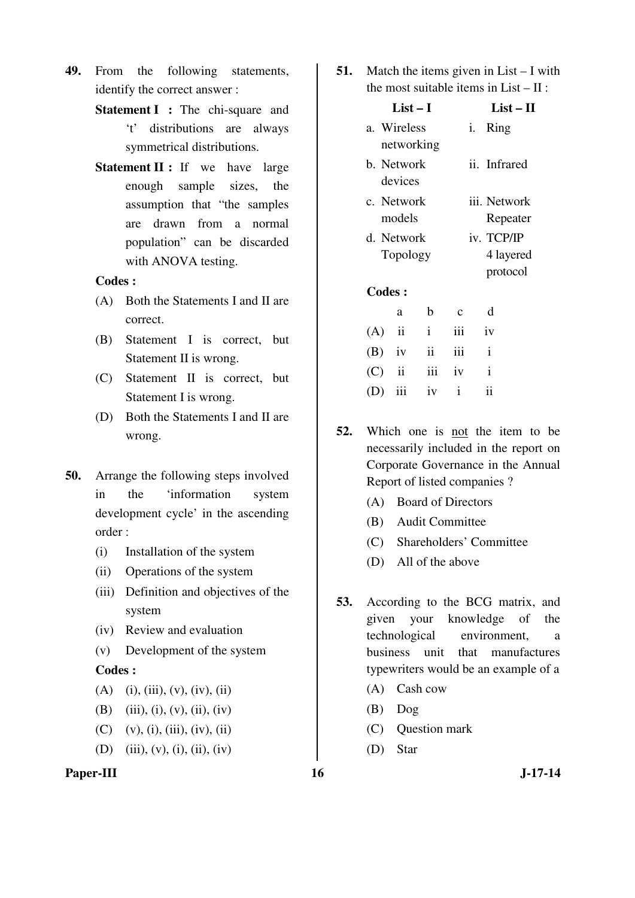**49.** From the following statements, identify the correct answer :

**Statement I :** The chi-square and 't' distributions are always symmetrical distributions.

**Statement II :** If we have large enough sample sizes, the assumption that "the samples are drawn from a normal population" can be discarded with ANOVA testing.

**Codes :**

(A) Both the Statements I and II are correct.

(B) Statement I is correct, but Statement II is wrong.

(C) Statement II is correct, but Statement I is wrong.

(D) Both the Statements I and II are wrong.

**50.** Arrange the following steps involved in the 'information system development cycle' in the ascending order :

(i) Installation of the system

(ii) Operations of the system

(iii) Definition and objectives of the system

(iv) Review and evaluation

(v) Development of the system

**Codes :**

(A) (i), (iii), (v), (iv), (ii)

(B) (iii), (i), (v), (ii), (iv)

(C) (v), (i), (iii), (iv), (ii)

(D) (iii), (v), (i), (ii), (iv)

**51.** Match the items given in List – I with the most suitable items in List – II :

| List – I | List – II |
|---|---|
| a. Wireless networking | i. Ring |
| b. Network devices | ii. Infrared |
| c. Network models | iii. Network Repeater |
| d. Network Topology | iv. TCP/IP 4 layered protocol |

**Codes :**

| | a | b | c | d |
|---|---|---|---|---|
| (A) | ii | i | iii | iv |
| (B) | iv | ii | iii | i |
| (C) | ii | iii | iv | i |
| (D) | iii | iv | i | ii |

**52.** Which one is not the item to be necessarily included in the report on Corporate Governance in the Annual Report of listed companies ?

(A) Board of Directors

(B) Audit Committee

(C) Shareholders' Committee

(D) All of the above

**53.** According to the BCG matrix, and given your knowledge of the technological environment, a business unit that manufactures typewriters would be an example of a

(A) Cash cow

(B) Dog

(C) Question mark

(D) Star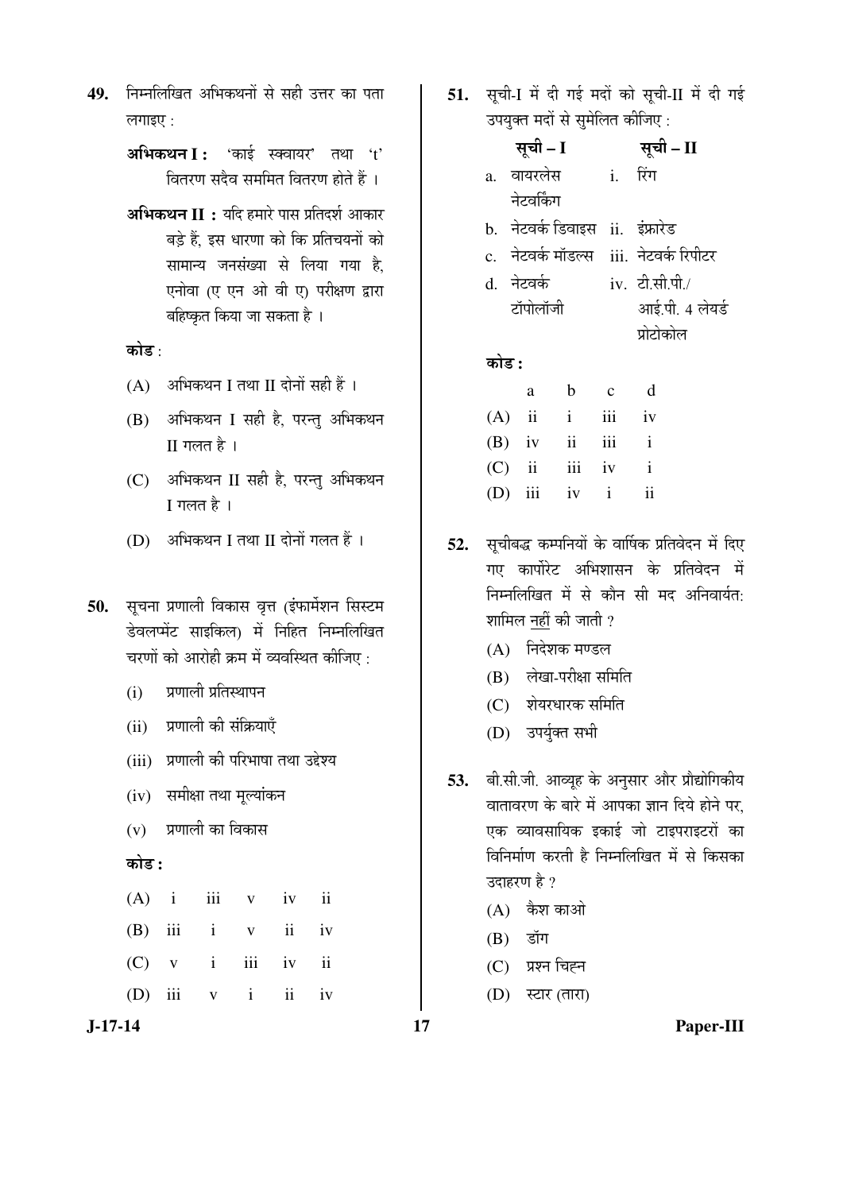49. निम्नलिखित अभिकथनों से सही उत्तर का पता लगाइए :

**अभिकथन I :** 'काई स्क्वायर' तथा 't' वितरण सदैव सममित वितरण होते हैं ।

**अभिकथन II :** यदि हमारे पास प्रतिदर्श आकार बड़े हैं, इस धारणा को कि प्रतिचयनों को सामान्य जनसंख्या से लिया गया है, एनोवा (ए एन ओ वी ए) परीक्षण द्वारा बहिष्कृत किया जा सकता है ।

**कोड** :

(A) अभिकथन I तथा II दोनों सही हैं ।

(B) अभिकथन I सही है, परन्तु अभिकथन II गलत है ।

(C) अभिकथन II सही है, परन्तु अभिकथन I गलत है ।

(D) अभिकथन I तथा II दोनों गलत हैं ।

50. सूचना प्रणाली विकास वृत्त (इंफार्मेशन सिस्टम डेवलप्मेंट साइकिल) में निहित निम्नलिखित चरणों को आरोही क्रम में व्यवस्थित कीजिए :

(i) प्रणाली प्रतिस्थापन

(ii) प्रणाली की संक्रियाएँ

(iii) प्रणाली की परिभाषा तथा उद्देश्य

(iv) समीक्षा तथा मूल्यांकन

(v) प्रणाली का विकास

**कोड :**

| | | | | | |
|---|---|---|---|---|---|
| (A) | i | iii | v | iv | ii |
| (B) | iii | i | v | ii | iv |
| (C) | v | i | iii | iv | ii |
| (D) | iii | v | i | ii | iv |

51. सूची-I में दी गई मदों को सूची-II में दी गई उपयुक्त मदों से सुमेलित कीजिए :

| **सूची – I** | **सूची – II** |
|---|---|
| a. वायरलेस नेटवर्किंग | i. रिंग |
| b. नेटवर्क डिवाइस | ii. इंफ्रारेड |
| c. नेटवर्क मॉडल्स | iii. नेटवर्क रिपीटर |
| d. नेटवर्क टॉपोलॉजी | iv. टी.सी.पी./आई.पी. 4 लेयर्ड प्रोटोकोल |

**कोड :**

| | a | b | c | d |
|---|---|---|---|---|
| (A) | ii | i | iii | iv |
| (B) | iv | ii | iii | i |
| (C) | ii | iii | iv | i |
| (D) | iii | iv | i | ii |

52. सूचीबद्ध कम्पनियों के वार्षिक प्रतिवेदन में दिए गए कार्पोरेट अभिशासन के प्रतिवेदन में निम्नलिखित में से कौन सी मद अनिवार्यत: शामिल नहीं की जाती ?

(A) निदेशक मण्डल

(B) लेखा-परीक्षा समिति

(C) शेयरधारक समिति

(D) उपर्युक्त सभी

53. बी.सी.जी. आव्यूह के अनुसार और प्रौद्योगिकीय वातावरण के बारे में आपका ज्ञान दिये होने पर, एक व्यावसायिक इकाई जो टाइपराइटरों का विनिर्माण करती है निम्नलिखित में से किसका उदाहरण है ?

(A) कैश काओ

(B) डॉग

(C) प्रश्न चिह्न

(D) स्टार (तारा)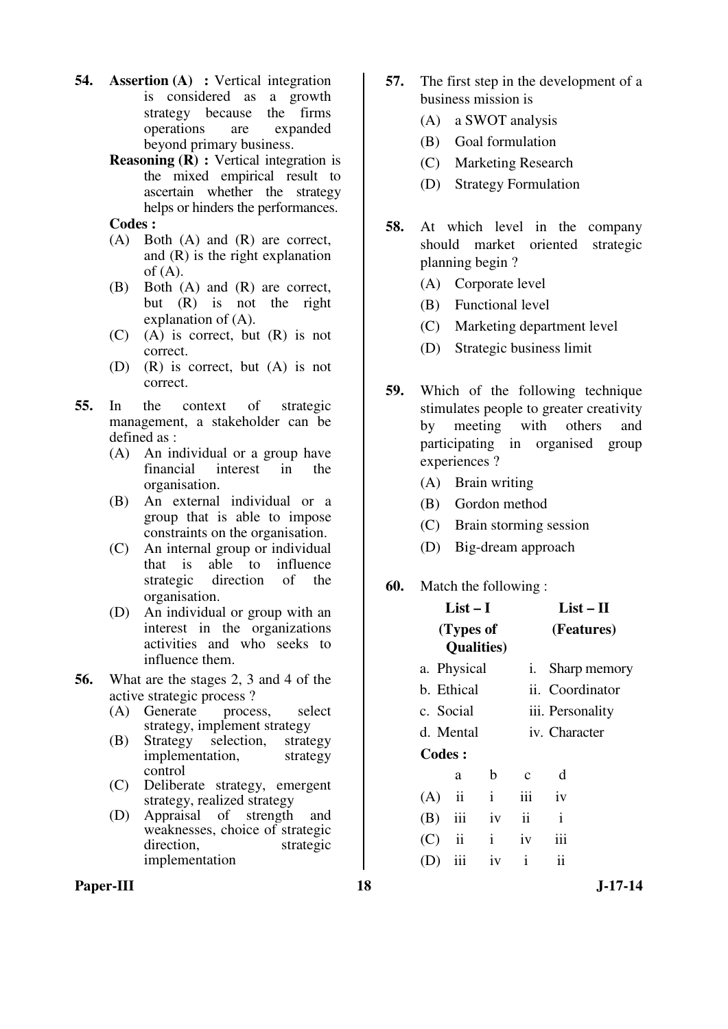**54.** **Assertion (A) :** Vertical integration is considered as a growth strategy because the firms operations are expanded beyond primary business.

**Reasoning (R) :** Vertical integration is the mixed empirical result to ascertain whether the strategy helps or hinders the performances.

**Codes :**

(A) Both (A) and (R) are correct, and (R) is the right explanation of (A).

(B) Both (A) and (R) are correct, but (R) is not the right explanation of (A).

(C) (A) is correct, but (R) is not correct.

(D) (R) is correct, but (A) is not correct.

**55.** In the context of strategic management, a stakeholder can be defined as :

(A) An individual or a group have financial interest in the organisation.

(B) An external individual or a group that is able to impose constraints on the organisation.

(C) An internal group or individual that is able to influence strategic direction of the organisation.

(D) An individual or group with an interest in the organizations activities and who seeks to influence them.

**56.** What are the stages 2, 3 and 4 of the active strategic process ?

(A) Generate process, select strategy, implement strategy

(B) Strategy selection, strategy implementation, strategy control

(C) Deliberate strategy, emergent strategy, realized strategy

(D) Appraisal of strength and weaknesses, choice of strategic direction, strategic implementation

**57.** The first step in the development of a business mission is

(A) a SWOT analysis

(B) Goal formulation

(C) Marketing Research

(D) Strategy Formulation

**58.** At which level in the company should market oriented strategic planning begin ?

(A) Corporate level

(B) Functional level

(C) Marketing department level

(D) Strategic business limit

**59.** Which of the following technique stimulates people to greater creativity by meeting with others and participating in organised group experiences ?

(A) Brain writing

(B) Gordon method

(C) Brain storming session

(D) Big-dream approach

**60.** Match the following :

| List – I (Types of Qualities) | List – II (Features) |
|---|---|
| a. Physical | i. Sharp memory |
| b. Ethical | ii. Coordinator |
| c. Social | iii. Personality |
| d. Mental | iv. Character |

**Codes :**

| | a | b | c | d |
|---|---|---|---|---|
| (A) | ii | i | iii | iv |
| (B) | iii | iv | ii | i |
| (C) | ii | i | iv | iii |
| (D) | iii | iv | i | ii |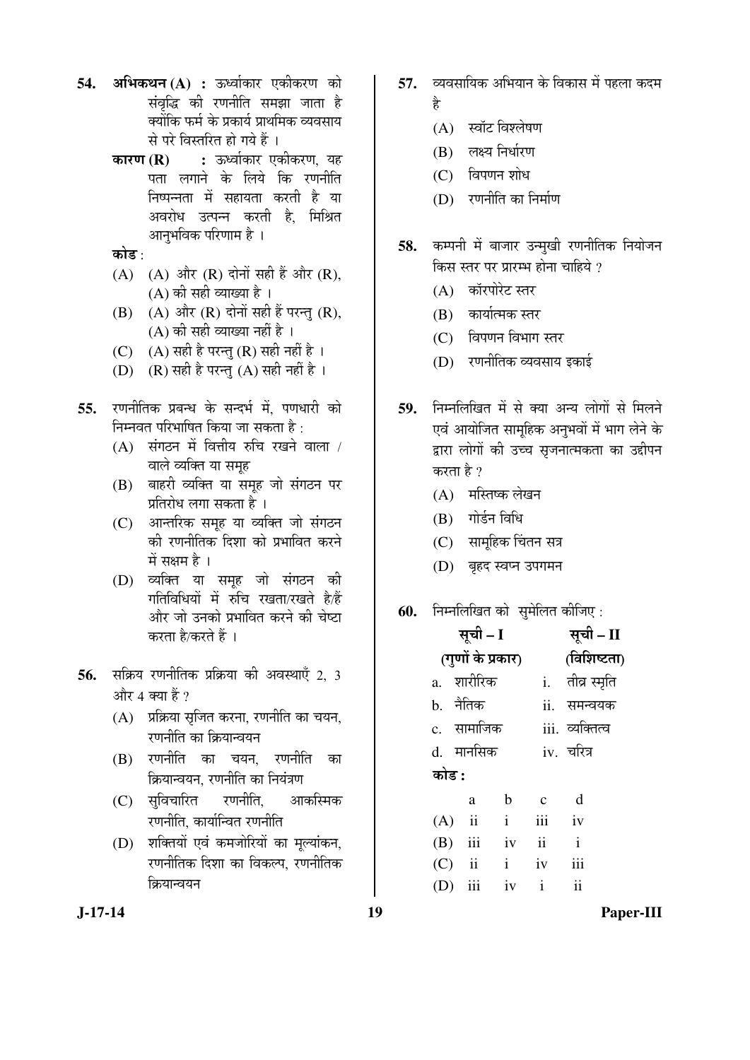**54.** **अभिकथन (A) :** ऊर्ध्वाकार एकीकरण को संवृद्धि की रणनीति समझा जाता है क्योंकि फर्म के प्रकार्य प्राथमिक व्यवसाय से परे विस्तरित हो गये हैं ।

**कारण (R) :** ऊर्ध्वाकार एकीकरण, यह पता लगाने के लिये कि रणनीति निष्पन्नता में सहायता करती है या अवरोध उत्पन्न करती है, मिश्रित आनुभविक परिणाम है ।

**कोड** :

(A) (A) और (R) दोनों सही हैं और (R), (A) की सही व्याख्या है ।

(B) (A) और (R) दोनों सही हैं परन्तु (R), (A) की सही व्याख्या नहीं है ।

(C) (A) सही है परन्तु (R) सही नहीं है ।

(D) (R) सही है परन्तु (A) सही नहीं है ।

**55.** रणनीतिक प्रबन्ध के सन्दर्भ में, पणधारी को निम्नवत परिभाषित किया जा सकता है :

(A) संगठन में वित्तीय रुचि रखने वाला / वाले व्यक्ति या समूह

(B) बाहरी व्यक्ति या समूह जो संगठन पर प्रतिरोध लगा सकता है ।

(C) आन्तरिक समूह या व्यक्ति जो संगठन की रणनीतिक दिशा को प्रभावित करने में सक्षम है ।

(D) व्यक्ति या समूह जो संगठन की गतिविधियों में रुचि रखता/रखते है/हैं और जो उनको प्रभावित करने की चेष्टा करता है/करते हैं ।

**56.** सक्रिय रणनीतिक प्रक्रिया की अवस्थाएँ 2, 3 और 4 क्या हैं ?

(A) प्रक्रिया सृजित करना, रणनीति का चयन, रणनीति का क्रियान्वयन

(B) रणनीति का चयन, रणनीति का क्रियान्वयन, रणनीति का नियंत्रण

(C) सुविचारित रणनीति, आकस्मिक रणनीति, कार्यान्वित रणनीति

(D) शक्तियों एवं कमजोरियों का मूल्यांकन, रणनीतिक दिशा का विकल्प, रणनीतिक क्रियान्वयन

**57.** व्यवसायिक अभियान के विकास में पहला कदम है

(A) स्वॉट विश्लेषण

(B) लक्ष्य निर्धारण

(C) विपणन शोध

(D) रणनीति का निर्माण

**58.** कम्पनी में बाजार उन्मुखी रणनीतिक नियोजन किस स्तर पर प्रारम्भ होना चाहिये ?

(A) कॉरपोरेट स्तर

(B) कार्यात्मक स्तर

(C) विपणन विभाग स्तर

(D) रणनीतिक व्यवसाय इकाई

**59.** निम्नलिखित में से क्या अन्य लोगों से मिलने एवं आयोजित सामूहिक अनुभवों में भाग लेने के द्वारा लोगों की उच्च सृजनात्मकता का उद्दीपन करता है ?

(A) मस्तिष्क लेखन

(B) गोर्डन विधि

(C) सामूहिक चिंतन सत्र

(D) बृहद स्वप्न उपगमन

**60.** निम्नलिखित को सुमेलित कीजिए :

| सूची – I (गुणों के प्रकार) | सूची – II (विशिष्टता) |
|---|---|
| a. शारीरिक | i. तीव्र स्मृति |
| b. नैतिक | ii. समन्वयक |
| c. सामाजिक | iii. व्यक्तित्व |
| d. मानसिक | iv. चरित्र |

**कोड :**

| | a | b | c | d |
|---|---|---|---|---|
| (A) | ii | i | iii | iv |
| (B) | iii | iv | ii | i |
| (C) | ii | i | iv | iii |
| (D) | iii | iv | i | ii |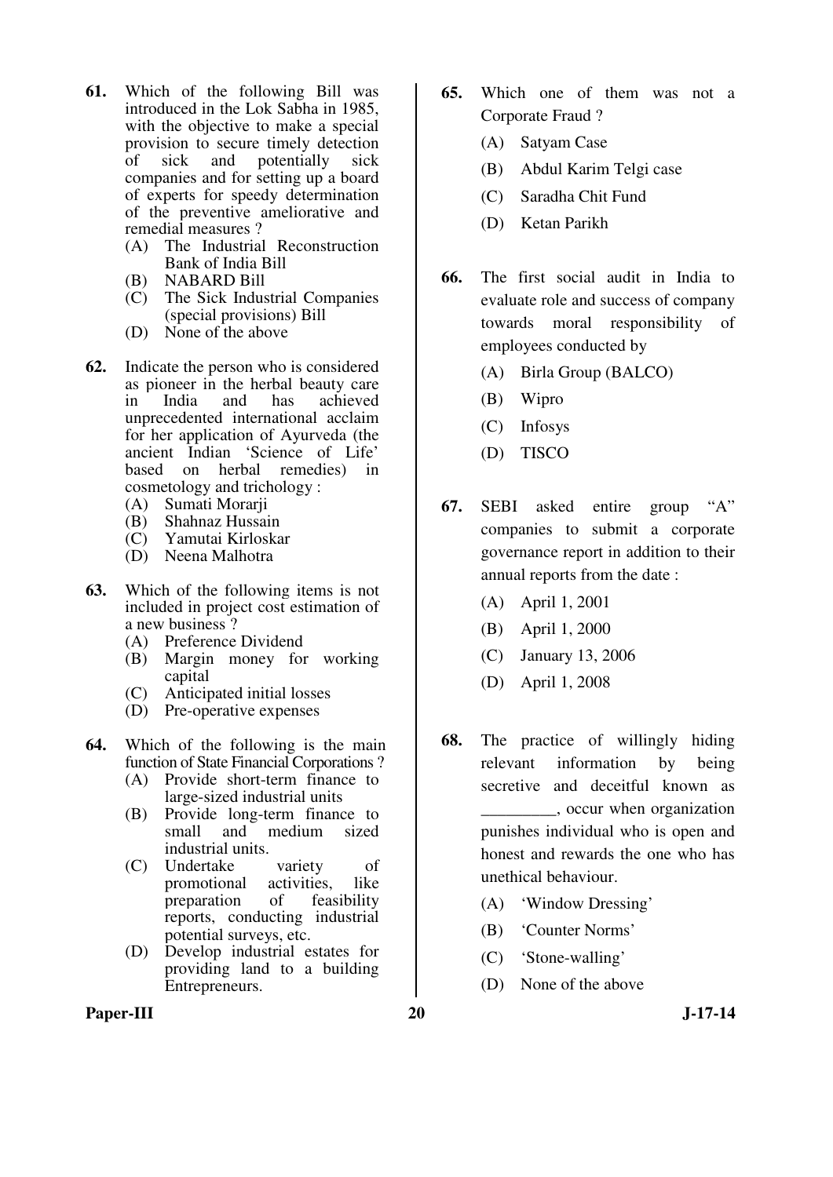**61.** Which of the following Bill was introduced in the Lok Sabha in 1985, with the objective to make a special provision to secure timely detection of sick and potentially sick companies and for setting up a board of experts for speedy determination of the preventive ameliorative and remedial measures ?

(A) The Industrial Reconstruction Bank of India Bill

(B) NABARD Bill

(C) The Sick Industrial Companies (special provisions) Bill

(D) None of the above

**62.** Indicate the person who is considered as pioneer in the herbal beauty care in India and has achieved unprecedented international acclaim for her application of Ayurveda (the ancient Indian 'Science of Life' based on herbal remedies) in cosmetology and trichology :

(A) Sumati Morarji

(B) Shahnaz Hussain

(C) Yamutai Kirloskar

(D) Neena Malhotra

**63.** Which of the following items is not included in project cost estimation of a new business ?

(A) Preference Dividend

(B) Margin money for working capital

(C) Anticipated initial losses

(D) Pre-operative expenses

**64.** Which of the following is the main function of State Financial Corporations ?

(A) Provide short-term finance to large-sized industrial units

(B) Provide long-term finance to small and medium sized industrial units.

(C) Undertake variety of promotional activities, like preparation of feasibility reports, conducting industrial potential surveys, etc.

(D) Develop industrial estates for providing land to a building Entrepreneurs.

**65.** Which one of them was not a Corporate Fraud ?

(A) Satyam Case

(B) Abdul Karim Telgi case

(C) Saradha Chit Fund

(D) Ketan Parikh

**66.** The first social audit in India to evaluate role and success of company towards moral responsibility of employees conducted by

(A) Birla Group (BALCO)

(B) Wipro

(C) Infosys

(D) TISCO

**67.** SEBI asked entire group "A" companies to submit a corporate governance report in addition to their annual reports from the date :

(A) April 1, 2001

(B) April 1, 2000

(C) January 13, 2006

(D) April 1, 2008

**68.** The practice of willingly hiding relevant information by being secretive and deceitful known as _________, occur when organization punishes individual who is open and honest and rewards the one who has unethical behaviour.

(A) 'Window Dressing'

(B) 'Counter Norms'

(C) 'Stone-walling'

(D) None of the above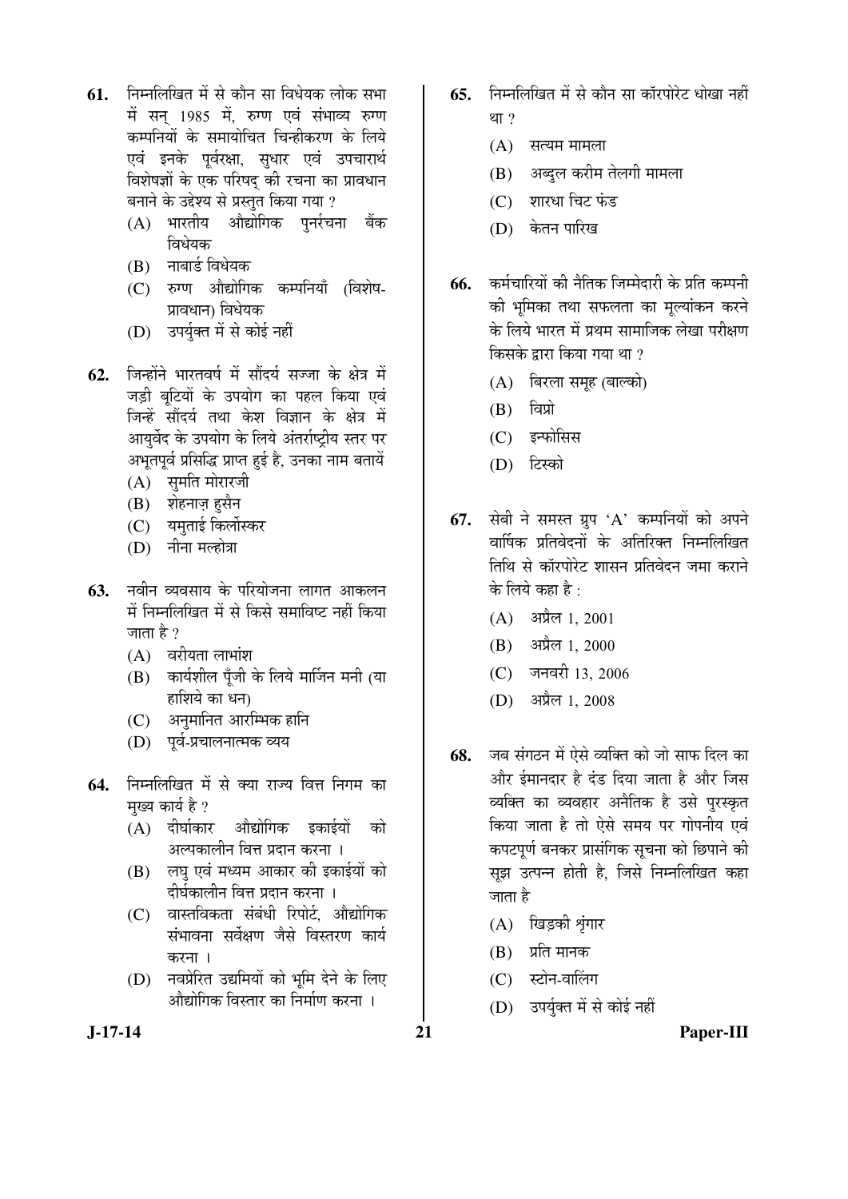**61.** निम्नलिखित में से कौन सा विधेयक लोक सभा में सन् 1985 में, रुग्ण एवं संभाव्य रुग्ण कम्पनियों के समायोचित चिन्हीकरण के लिये एवं इनके पूर्वरक्षा, सुधार एवं उपचारार्थ विशेषज्ञों के एक परिषद् की रचना का प्रावधान बनाने के उद्देश्य से प्रस्तुत किया गया ?

(A) भारतीय औद्योगिक पुनर्रचना बैंक विधेयक

(B) नाबार्ड विधेयक

(C) रुग्ण औद्योगिक कम्पनियाँ (विशेष-प्रावधान) विधेयक

(D) उपर्युक्त में से कोई नहीं

**62.** जिन्होंने भारतवर्ष में सौंदर्य सज्जा के क्षेत्र में जड़ी बूटियों के उपयोग का पहल किया एवं जिन्हें सौंदर्य तथा केश विज्ञान के क्षेत्र में आयुर्वेद के उपयोग के लिये अंतर्राष्ट्रीय स्तर पर अभूतपूर्व प्रसिद्धि प्राप्त हुई है, उनका नाम बतायें

(A) सुमति मोरारजी

(B) शेहनाज़ हुसैन

(C) यमुताई किर्लोस्कर

(D) नीना मल्होत्रा

**63.** नवीन व्यवसाय के परियोजना लागत आकलन में निम्नलिखित में से किसे समाविष्ट नहीं किया जाता है ?

(A) वरीयता लाभांश

(B) कार्यशील पूँजी के लिये मार्जिन मनी (या हाशिये का धन)

(C) अनुमानित आरम्भिक हानि

(D) पूर्व-प्रचालनात्मक व्यय

**64.** निम्नलिखित में से क्या राज्य वित्त निगम का मुख्य कार्य है ?

(A) दीर्घाकार औद्योगिक इकाईयों को अल्पकालीन वित्त प्रदान करना ।

(B) लघु एवं मध्यम आकार की इकाईयों को दीर्घकालीन वित्त प्रदान करना ।

(C) वास्तविकता संबंधी रिपोर्ट, औद्योगिक संभावना सर्वेक्षण जैसे विस्तरण कार्य करना ।

(D) नवप्रेरित उद्यमियों को भूमि देने के लिए औद्योगिक विस्तार का निर्माण करना ।

**65.** निम्नलिखित में से कौन सा कॉरपोरेट धोखा नहीं था ?

(A) सत्यम मामला

(B) अब्दुल करीम तेलगी मामला

(C) शारधा चिट फंड

(D) केतन पारिख

**66.** कर्मचारियों की नैतिक जिम्मेदारी के प्रति कम्पनी की भूमिका तथा सफलता का मूल्यांकन करने के लिये भारत में प्रथम सामाजिक लेखा परीक्षण किसके द्वारा किया गया था ?

(A) बिरला समूह (बाल्को)

(B) विप्रो

(C) इन्फोसिस

(D) टिस्को

**67.** सेबी ने समस्त ग्रुप 'A' कम्पनियों को अपने वार्षिक प्रतिवेदनों के अतिरिक्त निम्नलिखित तिथि से कॉरपोरेट शासन प्रतिवेदन जमा कराने के लिये कहा है :

(A) अप्रैल 1, 2001

(B) अप्रैल 1, 2000

(C) जनवरी 13, 2006

(D) अप्रैल 1, 2008

**68.** जब संगठन में ऐसे व्यक्ति को जो साफ दिल का और ईमानदार है दंड दिया जाता है और जिस व्यक्ति का व्यवहार अनैतिक है उसे पुरस्कृत किया जाता है तो ऐसे समय पर गोपनीय एवं कपटपूर्ण बनकर प्रासंगिक सूचना को छिपाने की सूझ उत्पन्न होती है, जिसे निम्नलिखित कहा जाता है

(A) खिड़की शृंगार

(B) प्रति मानक

(C) स्टोन-वालिंग

(D) उपर्युक्त में से कोई नहीं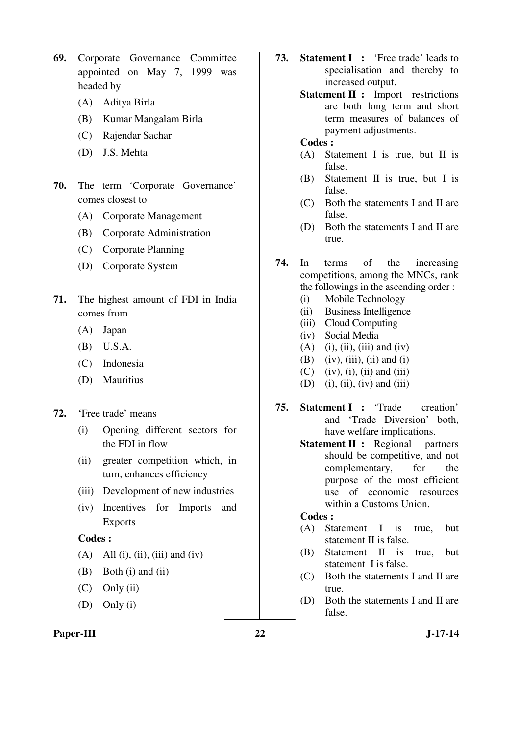**69.** Corporate Governance Committee appointed on May 7, 1999 was headed by

(A) Aditya Birla

(B) Kumar Mangalam Birla

(C) Rajendar Sachar

(D) J.S. Mehta

**70.** The term 'Corporate Governance' comes closest to

(A) Corporate Management

(B) Corporate Administration

(C) Corporate Planning

(D) Corporate System

**71.** The highest amount of FDI in India comes from

(A) Japan

(B) U.S.A.

(C) Indonesia

(D) Mauritius

**72.** 'Free trade' means

(i) Opening different sectors for the FDI in flow

(ii) greater competition which, in turn, enhances efficiency

(iii) Development of new industries

(iv) Incentives for Imports and Exports

**Codes :**

(A) All (i), (ii), (iii) and (iv)

(B) Both (i) and (ii)

(C) Only (ii)

(D) Only (i)

**73.** **Statement I :** 'Free trade' leads to specialisation and thereby to increased output.

**Statement II :** Import restrictions are both long term and short term measures of balances of payment adjustments.

**Codes :**

(A) Statement I is true, but II is false.

(B) Statement II is true, but I is false.

(C) Both the statements I and II are false.

(D) Both the statements I and II are true.

**74.** In terms of the increasing competitions, among the MNCs, rank the followings in the ascending order :

(i) Mobile Technology

(ii) Business Intelligence

(iii) Cloud Computing

(iv) Social Media

(A) (i), (ii), (iii) and (iv)

(B) (iv), (iii), (ii) and (i)

(C) (iv), (i), (ii) and (iii)

(D) (i), (ii), (iv) and (iii)

**75.** **Statement I :** 'Trade creation' and 'Trade Diversion' both, have welfare implications.

**Statement II :** Regional partners should be competitive, and not complementary, for the purpose of the most efficient use of economic resources within a Customs Union.

**Codes :**

(A) Statement I is true, but statement II is false.

(B) Statement II is true, but statement I is false.

(C) Both the statements I and II are true.

(D) Both the statements I and II are false.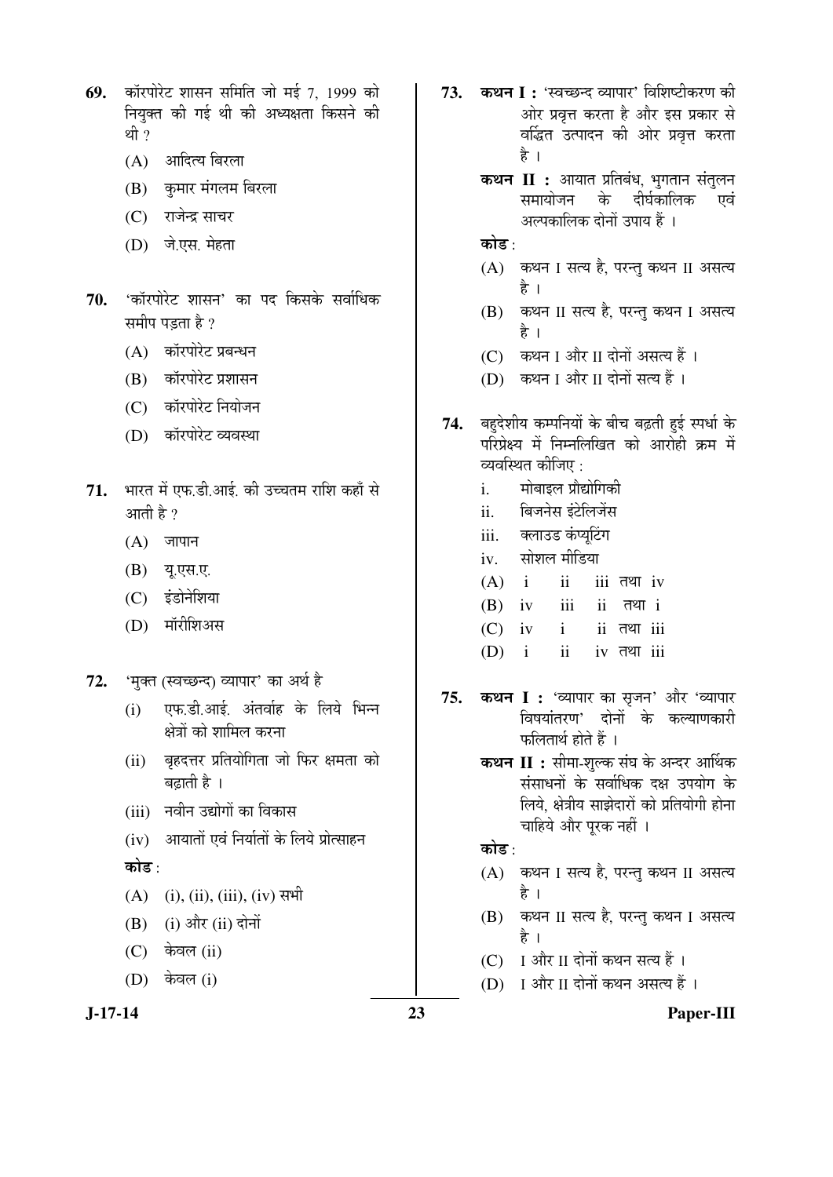**69.** कॉरपोरेट शासन समिति जो मई 7, 1999 को नियुक्त की गई थी की अध्यक्षता किसने की थी ?

(A) आदित्य बिरला

(B) कुमार मंगलम बिरला

(C) राजेन्द्र साचर

(D) जे.एस. मेहता

**70.** 'कॉरपोरेट शासन' का पद किसके सर्वाधिक समीप पड़ता है ?

(A) कॉरपोरेट प्रबन्धन

(B) कॉरपोरेट प्रशासन

(C) कॉरपोरेट नियोजन

(D) कॉरपोरेट व्यवस्था

**71.** भारत में एफ.डी.आई. की उच्चतम राशि कहाँ से आती है ?

(A) जापान

(B) यू.एस.ए.

(C) इंडोनेशिया

(D) मॉरीशिअस

**72.** 'मुक्त (स्वच्छन्द) व्यापार' का अर्थ है

(i) एफ.डी.आई. अंतर्वाह के लिये भिन्न क्षेत्रों को शामिल करना

(ii) बृहदत्तर प्रतियोगिता जो फिर क्षमता को बढ़ाती है ।

(iii) नवीन उद्योगों का विकास

(iv) आयातों एवं निर्यातों के लिये प्रोत्साहन

**कोड** :

(A) (i), (ii), (iii), (iv) सभी

(B) (i) और (ii) दोनों

(C) केवल (ii)

(D) केवल (i)

**73.** **कथन I :** 'स्वच्छन्द व्यापार' विशिष्टीकरण की ओर प्रवृत्त करता है और इस प्रकार से वर्द्धित उत्पादन की ओर प्रवृत्त करता है ।

**कथन II :** आयात प्रतिबंध, भुगतान संतुलन समायोजन के दीर्घकालिक एवं अल्पकालिक दोनों उपाय हैं ।

**कोड** :

(A) कथन I सत्य है, परन्तु कथन II असत्य है ।

(B) कथन II सत्य है, परन्तु कथन I असत्य है ।

(C) कथन I और II दोनों असत्य हैं ।

(D) कथन I और II दोनों सत्य हैं ।

**74.** बहुदेशीय कम्पनियों के बीच बढ़ती हुई स्पर्धा के परिप्रेक्ष्य में निम्नलिखित को आरोही क्रम में व्यवस्थित कीजिए :

i. मोबाइल प्रौद्योगिकी

ii. बिजनेस इंटेलिजेंस

iii. क्लाउड कंप्यूटिंग

iv. सोशल मीडिया

(A) i ii iii तथा iv

(B) iv iii ii तथा i

(C) iv i ii तथा iii

(D) i ii iv तथा iii

**75.** **कथन I :** 'व्यापार का सृजन' और 'व्यापार विषयांतरण' दोनों के कल्याणकारी फलितार्थ होते हैं ।

**कथन II :** सीमा-शुल्क संघ के अन्दर आर्थिक संसाधनों के सर्वाधिक दक्ष उपयोग के लिये, क्षेत्रीय साझेदारों को प्रतियोगी होना चाहिये और पूरक नहीं ।

**कोड** :

(A) कथन I सत्य है, परन्तु कथन II असत्य है ।

(B) कथन II सत्य है, परन्तु कथन I असत्य है ।

(C) I और II दोनों कथन सत्य हैं ।

(D) I और II दोनों कथन असत्य हैं ।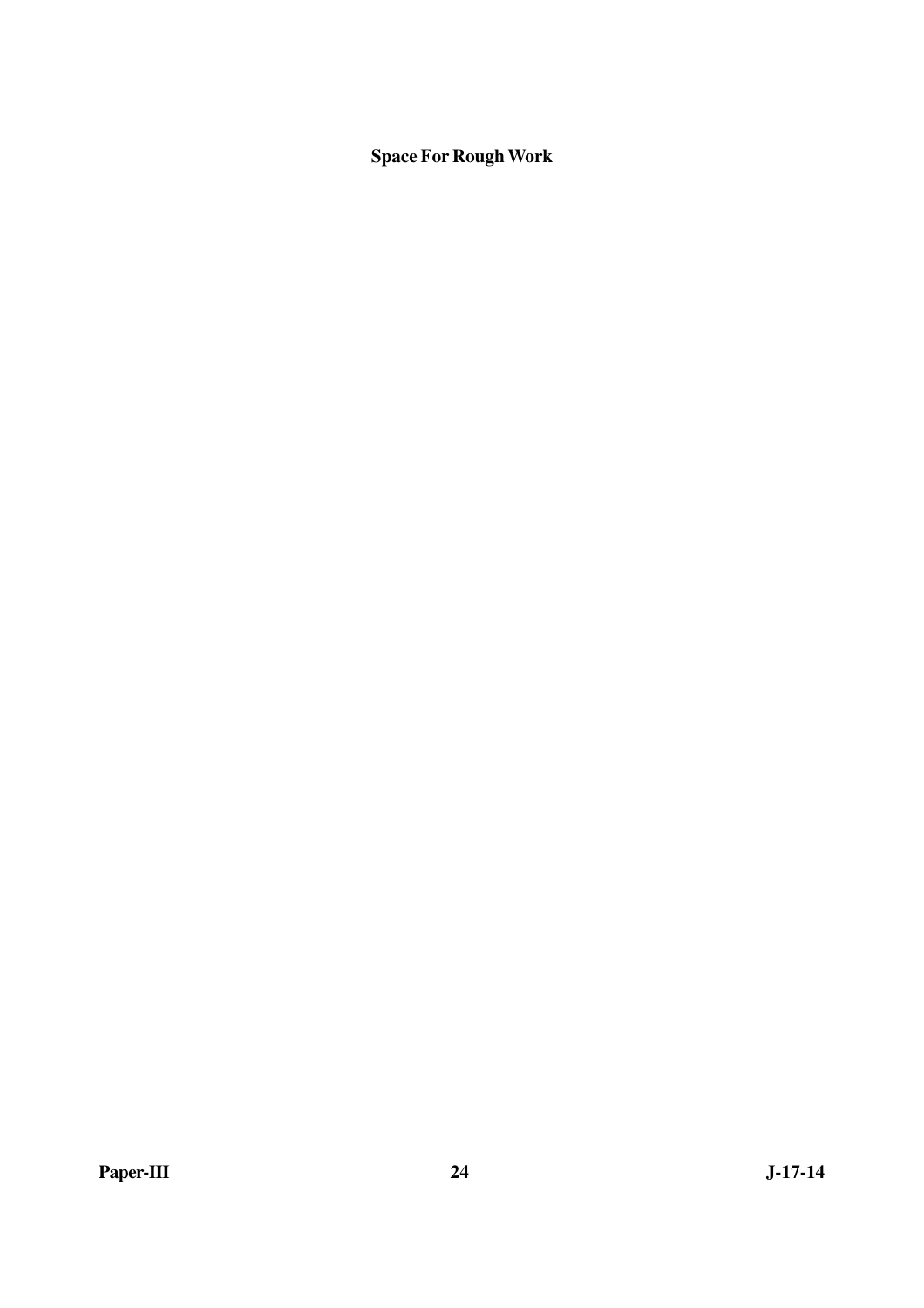**Space For Rough Work**